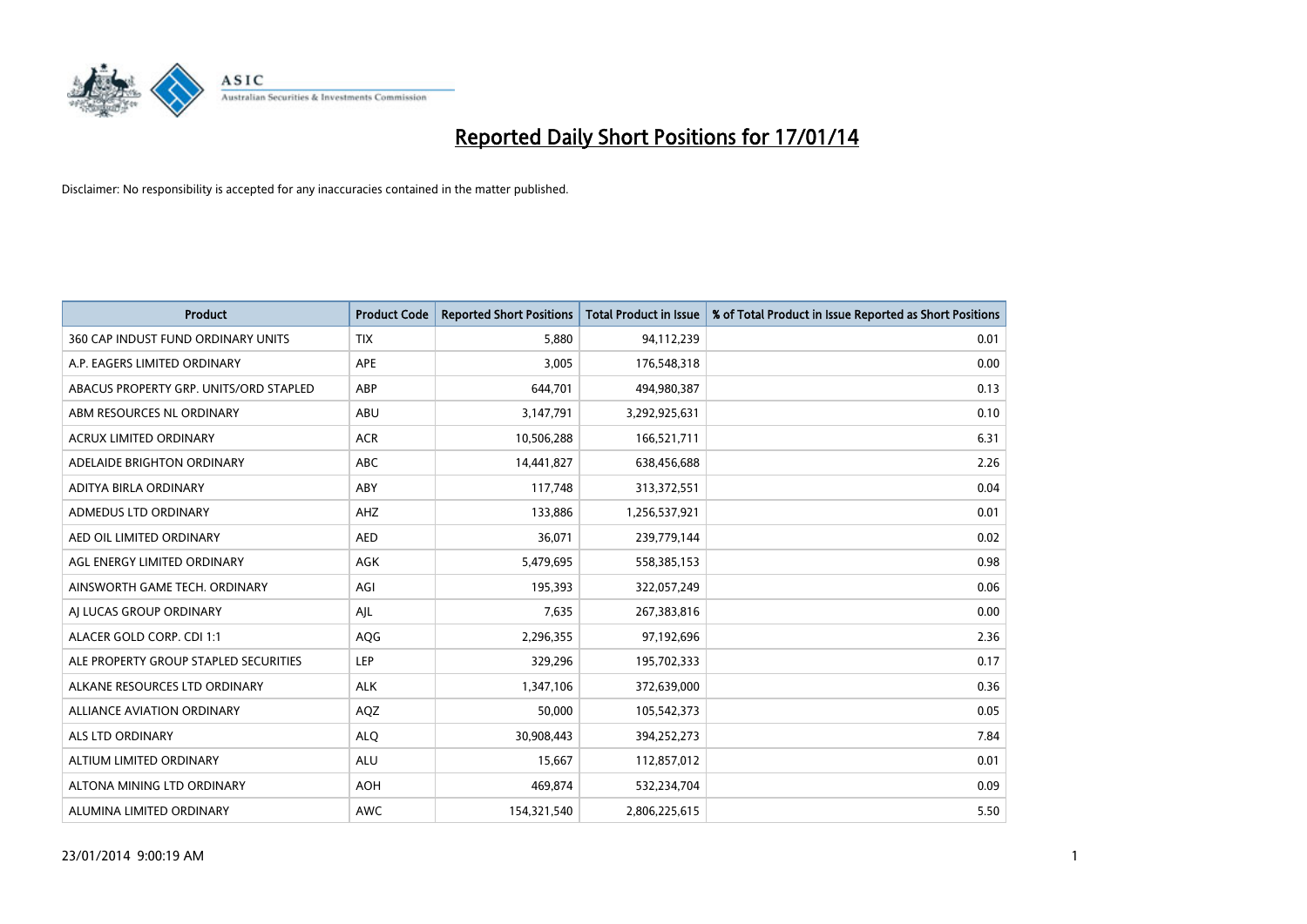# Reported Daily Short Positions for 17/01/14

Disclaimer: No responsibility is accepted for any inaccuracies contained in the matter published.

| Product | Product Code | Reported Short Positions | Total Product in Issue | % of Total Product in Issue Reported as Short Positions |
|---|---|---|---|---|
| 360 CAP INDUST FUND ORDINARY UNITS | TIX | 5,880 | 94,112,239 | 0.01 |
| A.P. EAGERS LIMITED ORDINARY | APE | 3,005 | 176,548,318 | 0.00 |
| ABACUS PROPERTY GRP. UNITS/ORD STAPLED | ABP | 644,701 | 494,980,387 | 0.13 |
| ABM RESOURCES NL ORDINARY | ABU | 3,147,791 | 3,292,925,631 | 0.10 |
| ACRUX LIMITED ORDINARY | ACR | 10,506,288 | 166,521,711 | 6.31 |
| ADELAIDE BRIGHTON ORDINARY | ABC | 14,441,827 | 638,456,688 | 2.26 |
| ADITYA BIRLA ORDINARY | ABY | 117,748 | 313,372,551 | 0.04 |
| ADMEDUS LTD ORDINARY | AHZ | 133,886 | 1,256,537,921 | 0.01 |
| AED OIL LIMITED ORDINARY | AED | 36,071 | 239,779,144 | 0.02 |
| AGL ENERGY LIMITED ORDINARY | AGK | 5,479,695 | 558,385,153 | 0.98 |
| AINSWORTH GAME TECH. ORDINARY | AGI | 195,393 | 322,057,249 | 0.06 |
| AJ LUCAS GROUP ORDINARY | AJL | 7,635 | 267,383,816 | 0.00 |
| ALACER GOLD CORP. CDI 1:1 | AQG | 2,296,355 | 97,192,696 | 2.36 |
| ALE PROPERTY GROUP STAPLED SECURITIES | LEP | 329,296 | 195,702,333 | 0.17 |
| ALKANE RESOURCES LTD ORDINARY | ALK | 1,347,106 | 372,639,000 | 0.36 |
| ALLIANCE AVIATION ORDINARY | AQZ | 50,000 | 105,542,373 | 0.05 |
| ALS LTD ORDINARY | ALQ | 30,908,443 | 394,252,273 | 7.84 |
| ALTIUM LIMITED ORDINARY | ALU | 15,667 | 112,857,012 | 0.01 |
| ALTONA MINING LTD ORDINARY | AOH | 469,874 | 532,234,704 | 0.09 |
| ALUMINA LIMITED ORDINARY | AWC | 154,321,540 | 2,806,225,615 | 5.50 |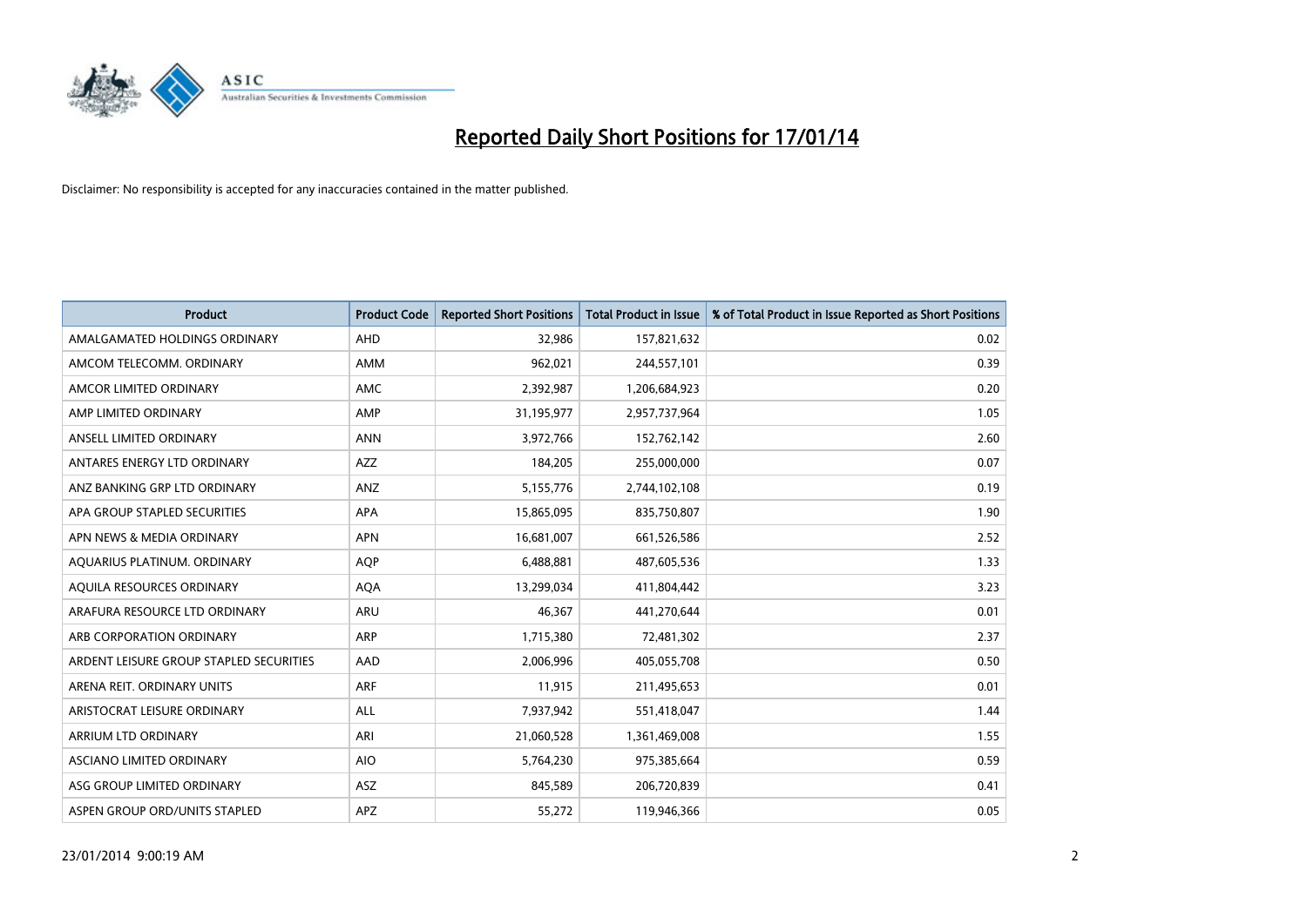# Reported Daily Short Positions for 17/01/14

Disclaimer: No responsibility is accepted for any inaccuracies contained in the matter published.

| Product | Product Code | Reported Short Positions | Total Product in Issue | % of Total Product in Issue Reported as Short Positions |
| --- | --- | --- | --- | --- |
| AMALGAMATED HOLDINGS ORDINARY | AHD | 32,986 | 157,821,632 | 0.02 |
| AMCOM TELECOMM. ORDINARY | AMM | 962,021 | 244,557,101 | 0.39 |
| AMCOR LIMITED ORDINARY | AMC | 2,392,987 | 1,206,684,923 | 0.20 |
| AMP LIMITED ORDINARY | AMP | 31,195,977 | 2,957,737,964 | 1.05 |
| ANSELL LIMITED ORDINARY | ANN | 3,972,766 | 152,762,142 | 2.60 |
| ANTARES ENERGY LTD ORDINARY | AZZ | 184,205 | 255,000,000 | 0.07 |
| ANZ BANKING GRP LTD ORDINARY | ANZ | 5,155,776 | 2,744,102,108 | 0.19 |
| APA GROUP STAPLED SECURITIES | APA | 15,865,095 | 835,750,807 | 1.90 |
| APN NEWS & MEDIA ORDINARY | APN | 16,681,007 | 661,526,586 | 2.52 |
| AQUARIUS PLATINUM. ORDINARY | AQP | 6,488,881 | 487,605,536 | 1.33 |
| AQUILA RESOURCES ORDINARY | AQA | 13,299,034 | 411,804,442 | 3.23 |
| ARAFURA RESOURCE LTD ORDINARY | ARU | 46,367 | 441,270,644 | 0.01 |
| ARB CORPORATION ORDINARY | ARP | 1,715,380 | 72,481,302 | 2.37 |
| ARDENT LEISURE GROUP STAPLED SECURITIES | AAD | 2,006,996 | 405,055,708 | 0.50 |
| ARENA REIT. ORDINARY UNITS | ARF | 11,915 | 211,495,653 | 0.01 |
| ARISTOCRAT LEISURE ORDINARY | ALL | 7,937,942 | 551,418,047 | 1.44 |
| ARRIUM LTD ORDINARY | ARI | 21,060,528 | 1,361,469,008 | 1.55 |
| ASCIANO LIMITED ORDINARY | AIO | 5,764,230 | 975,385,664 | 0.59 |
| ASG GROUP LIMITED ORDINARY | ASZ | 845,589 | 206,720,839 | 0.41 |
| ASPEN GROUP ORD/UNITS STAPLED | APZ | 55,272 | 119,946,366 | 0.05 |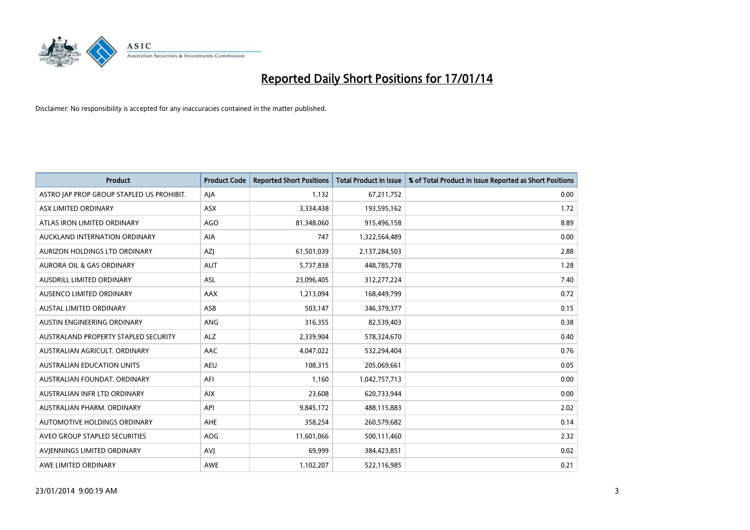# Reported Daily Short Positions for 17/01/14

Disclaimer: No responsibility is accepted for any inaccuracies contained in the matter published.

| Product | Product Code | Reported Short Positions | Total Product in Issue | % of Total Product in Issue Reported as Short Positions |
|---|---|---|---|---|
| ASTRO JAP PROP GROUP STAPLED US PROHIBIT. | AJA | 1,132 | 67,211,752 | 0.00 |
| ASX LIMITED ORDINARY | ASX | 3,334,438 | 193,595,162 | 1.72 |
| ATLAS IRON LIMITED ORDINARY | AGO | 81,348,060 | 915,496,158 | 8.89 |
| AUCKLAND INTERNATION ORDINARY | AIA | 747 | 1,322,564,489 | 0.00 |
| AURIZON HOLDINGS LTD ORDINARY | AZJ | 61,501,039 | 2,137,284,503 | 2.88 |
| AURORA OIL & GAS ORDINARY | AUT | 5,737,838 | 448,785,778 | 1.28 |
| AUSDRILL LIMITED ORDINARY | ASL | 23,096,405 | 312,277,224 | 7.40 |
| AUSENCO LIMITED ORDINARY | AAX | 1,213,094 | 168,449,799 | 0.72 |
| AUSTAL LIMITED ORDINARY | ASB | 503,147 | 346,379,377 | 0.15 |
| AUSTIN ENGINEERING ORDINARY | ANG | 316,355 | 82,539,403 | 0.38 |
| AUSTRALAND PROPERTY STAPLED SECURITY | ALZ | 2,339,904 | 578,324,670 | 0.40 |
| AUSTRALIAN AGRICULT. ORDINARY | AAC | 4,047,022 | 532,294,404 | 0.76 |
| AUSTRALIAN EDUCATION UNITS | AEU | 108,315 | 205,069,661 | 0.05 |
| AUSTRALIAN FOUNDAT. ORDINARY | AFI | 1,160 | 1,042,757,713 | 0.00 |
| AUSTRALIAN INFR LTD ORDINARY | AIX | 23,608 | 620,733,944 | 0.00 |
| AUSTRALIAN PHARM. ORDINARY | API | 9,845,172 | 488,115,883 | 2.02 |
| AUTOMOTIVE HOLDINGS ORDINARY | AHE | 358,254 | 260,579,682 | 0.14 |
| AVEO GROUP STAPLED SECURITIES | AOG | 11,601,066 | 500,111,460 | 2.32 |
| AVJENNINGS LIMITED ORDINARY | AVJ | 69,999 | 384,423,851 | 0.02 |
| AWE LIMITED ORDINARY | AWE | 1,102,207 | 522,116,985 | 0.21 |

23/01/2014 9:00:19 AM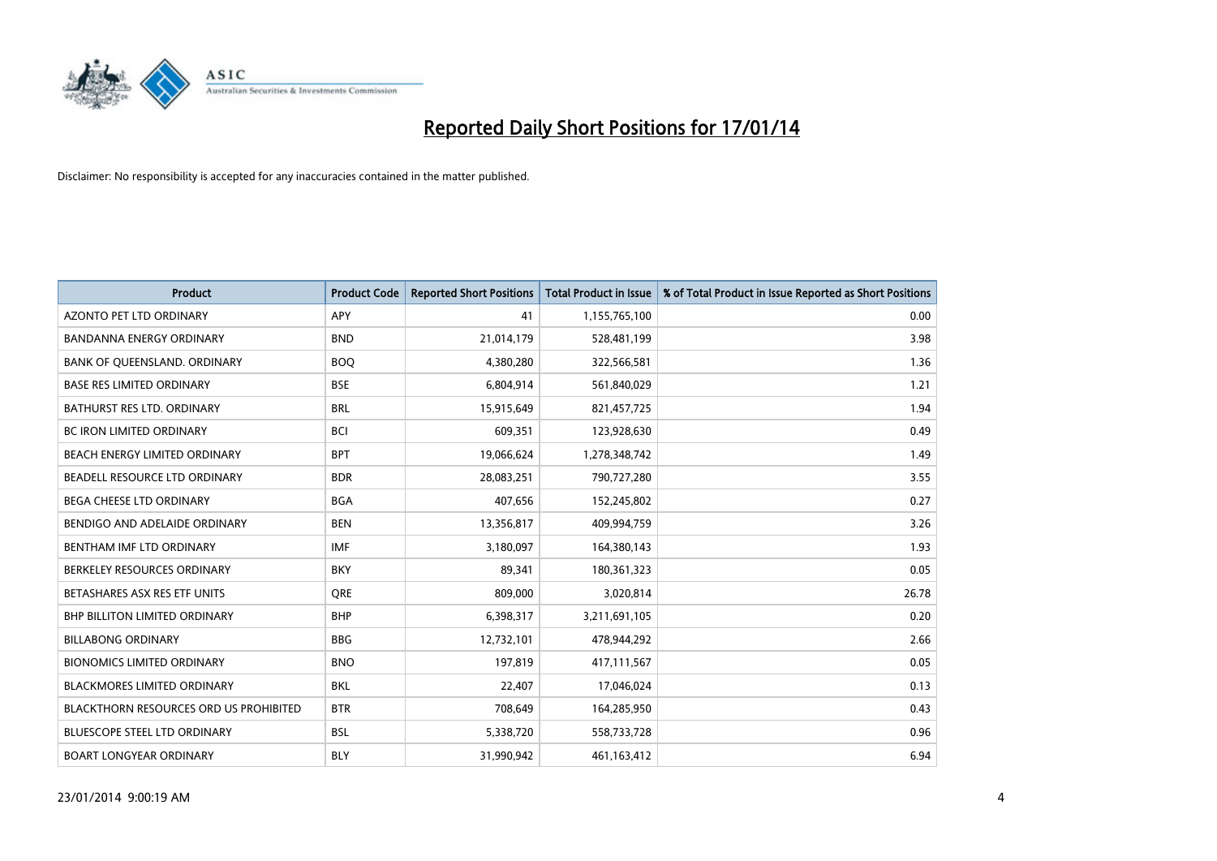# Reported Daily Short Positions for 17/01/14

Disclaimer: No responsibility is accepted for any inaccuracies contained in the matter published.

| Product | Product Code | Reported Short Positions | Total Product in Issue | % of Total Product in Issue Reported as Short Positions |
|---|---|---|---|---|
| AZONTO PET LTD ORDINARY | APY | 41 | 1,155,765,100 | 0.00 |
| BANDANNA ENERGY ORDINARY | BND | 21,014,179 | 528,481,199 | 3.98 |
| BANK OF QUEENSLAND. ORDINARY | BOQ | 4,380,280 | 322,566,581 | 1.36 |
| BASE RES LIMITED ORDINARY | BSE | 6,804,914 | 561,840,029 | 1.21 |
| BATHURST RES LTD. ORDINARY | BRL | 15,915,649 | 821,457,725 | 1.94 |
| BC IRON LIMITED ORDINARY | BCI | 609,351 | 123,928,630 | 0.49 |
| BEACH ENERGY LIMITED ORDINARY | BPT | 19,066,624 | 1,278,348,742 | 1.49 |
| BEADELL RESOURCE LTD ORDINARY | BDR | 28,083,251 | 790,727,280 | 3.55 |
| BEGA CHEESE LTD ORDINARY | BGA | 407,656 | 152,245,802 | 0.27 |
| BENDIGO AND ADELAIDE ORDINARY | BEN | 13,356,817 | 409,994,759 | 3.26 |
| BENTHAM IMF LTD ORDINARY | IMF | 3,180,097 | 164,380,143 | 1.93 |
| BERKELEY RESOURCES ORDINARY | BKY | 89,341 | 180,361,323 | 0.05 |
| BETASHARES ASX RES ETF UNITS | QRE | 809,000 | 3,020,814 | 26.78 |
| BHP BILLITON LIMITED ORDINARY | BHP | 6,398,317 | 3,211,691,105 | 0.20 |
| BILLABONG ORDINARY | BBG | 12,732,101 | 478,944,292 | 2.66 |
| BIONOMICS LIMITED ORDINARY | BNO | 197,819 | 417,111,567 | 0.05 |
| BLACKMORES LIMITED ORDINARY | BKL | 22,407 | 17,046,024 | 0.13 |
| BLACKTHORN RESOURCES ORD US PROHIBITED | BTR | 708,649 | 164,285,950 | 0.43 |
| BLUESCOPE STEEL LTD ORDINARY | BSL | 5,338,720 | 558,733,728 | 0.96 |
| BOART LONGYEAR ORDINARY | BLY | 31,990,942 | 461,163,412 | 6.94 |

23/01/2014 9:00:19 AM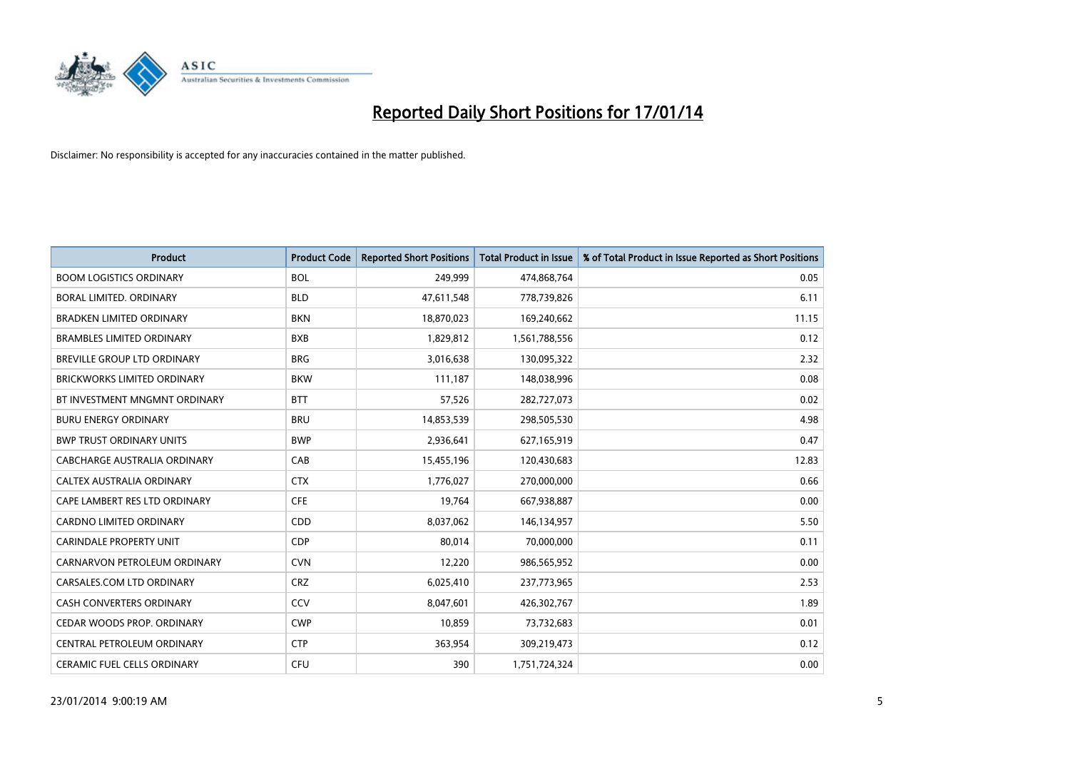# Reported Daily Short Positions for 17/01/14

Disclaimer: No responsibility is accepted for any inaccuracies contained in the matter published.

| Product | Product Code | Reported Short Positions | Total Product in Issue | % of Total Product in Issue Reported as Short Positions |
| --- | --- | --- | --- | --- |
| BOOM LOGISTICS ORDINARY | BOL | 249,999 | 474,868,764 | 0.05 |
| BORAL LIMITED. ORDINARY | BLD | 47,611,548 | 778,739,826 | 6.11 |
| BRADKEN LIMITED ORDINARY | BKN | 18,870,023 | 169,240,662 | 11.15 |
| BRAMBLES LIMITED ORDINARY | BXB | 1,829,812 | 1,561,788,556 | 0.12 |
| BREVILLE GROUP LTD ORDINARY | BRG | 3,016,638 | 130,095,322 | 2.32 |
| BRICKWORKS LIMITED ORDINARY | BKW | 111,187 | 148,038,996 | 0.08 |
| BT INVESTMENT MNGMNT ORDINARY | BTT | 57,526 | 282,727,073 | 0.02 |
| BURU ENERGY ORDINARY | BRU | 14,853,539 | 298,505,530 | 4.98 |
| BWP TRUST ORDINARY UNITS | BWP | 2,936,641 | 627,165,919 | 0.47 |
| CABCHARGE AUSTRALIA ORDINARY | CAB | 15,455,196 | 120,430,683 | 12.83 |
| CALTEX AUSTRALIA ORDINARY | CTX | 1,776,027 | 270,000,000 | 0.66 |
| CAPE LAMBERT RES LTD ORDINARY | CFE | 19,764 | 667,938,887 | 0.00 |
| CARDNO LIMITED ORDINARY | CDD | 8,037,062 | 146,134,957 | 5.50 |
| CARINDALE PROPERTY UNIT | CDP | 80,014 | 70,000,000 | 0.11 |
| CARNARVON PETROLEUM ORDINARY | CVN | 12,220 | 986,565,952 | 0.00 |
| CARSALES.COM LTD ORDINARY | CRZ | 6,025,410 | 237,773,965 | 2.53 |
| CASH CONVERTERS ORDINARY | CCV | 8,047,601 | 426,302,767 | 1.89 |
| CEDAR WOODS PROP. ORDINARY | CWP | 10,859 | 73,732,683 | 0.01 |
| CENTRAL PETROLEUM ORDINARY | CTP | 363,954 | 309,219,473 | 0.12 |
| CERAMIC FUEL CELLS ORDINARY | CFU | 390 | 1,751,724,324 | 0.00 |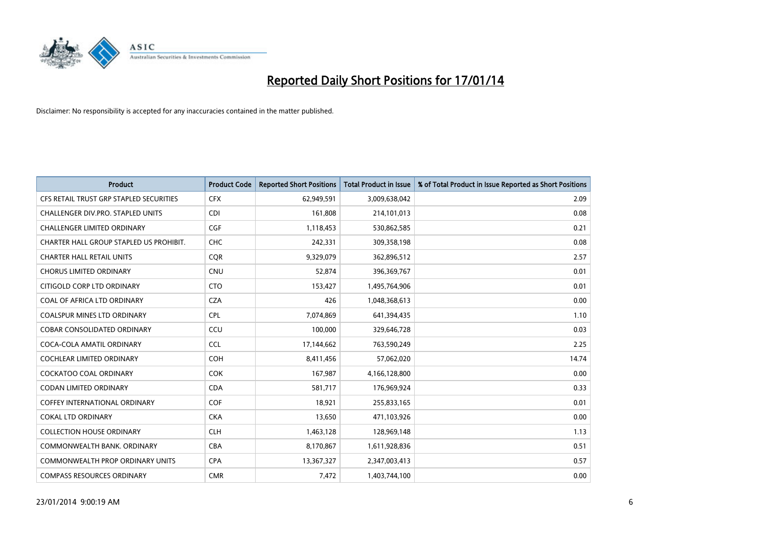# Reported Daily Short Positions for 17/01/14

Disclaimer: No responsibility is accepted for any inaccuracies contained in the matter published.

| Product | Product Code | Reported Short Positions | Total Product in Issue | % of Total Product in Issue Reported as Short Positions |
|---|---|---|---|---|
| CFS RETAIL TRUST GRP STAPLED SECURITIES | CFX | 62,949,591 | 3,009,638,042 | 2.09 |
| CHALLENGER DIV.PRO. STAPLED UNITS | CDI | 161,808 | 214,101,013 | 0.08 |
| CHALLENGER LIMITED ORDINARY | CGF | 1,118,453 | 530,862,585 | 0.21 |
| CHARTER HALL GROUP STAPLED US PROHIBIT. | CHC | 242,331 | 309,358,198 | 0.08 |
| CHARTER HALL RETAIL UNITS | CQR | 9,329,079 | 362,896,512 | 2.57 |
| CHORUS LIMITED ORDINARY | CNU | 52,874 | 396,369,767 | 0.01 |
| CITIGOLD CORP LTD ORDINARY | CTO | 153,427 | 1,495,764,906 | 0.01 |
| COAL OF AFRICA LTD ORDINARY | CZA | 426 | 1,048,368,613 | 0.00 |
| COALSPUR MINES LTD ORDINARY | CPL | 7,074,869 | 641,394,435 | 1.10 |
| COBAR CONSOLIDATED ORDINARY | CCU | 100,000 | 329,646,728 | 0.03 |
| COCA-COLA AMATIL ORDINARY | CCL | 17,144,662 | 763,590,249 | 2.25 |
| COCHLEAR LIMITED ORDINARY | COH | 8,411,456 | 57,062,020 | 14.74 |
| COCKATOO COAL ORDINARY | COK | 167,987 | 4,166,128,800 | 0.00 |
| CODAN LIMITED ORDINARY | CDA | 581,717 | 176,969,924 | 0.33 |
| COFFEY INTERNATIONAL ORDINARY | COF | 18,921 | 255,833,165 | 0.01 |
| COKAL LTD ORDINARY | CKA | 13,650 | 471,103,926 | 0.00 |
| COLLECTION HOUSE ORDINARY | CLH | 1,463,128 | 128,969,148 | 1.13 |
| COMMONWEALTH BANK. ORDINARY | CBA | 8,170,867 | 1,611,928,836 | 0.51 |
| COMMONWEALTH PROP ORDINARY UNITS | CPA | 13,367,327 | 2,347,003,413 | 0.57 |
| COMPASS RESOURCES ORDINARY | CMR | 7,472 | 1,403,744,100 | 0.00 |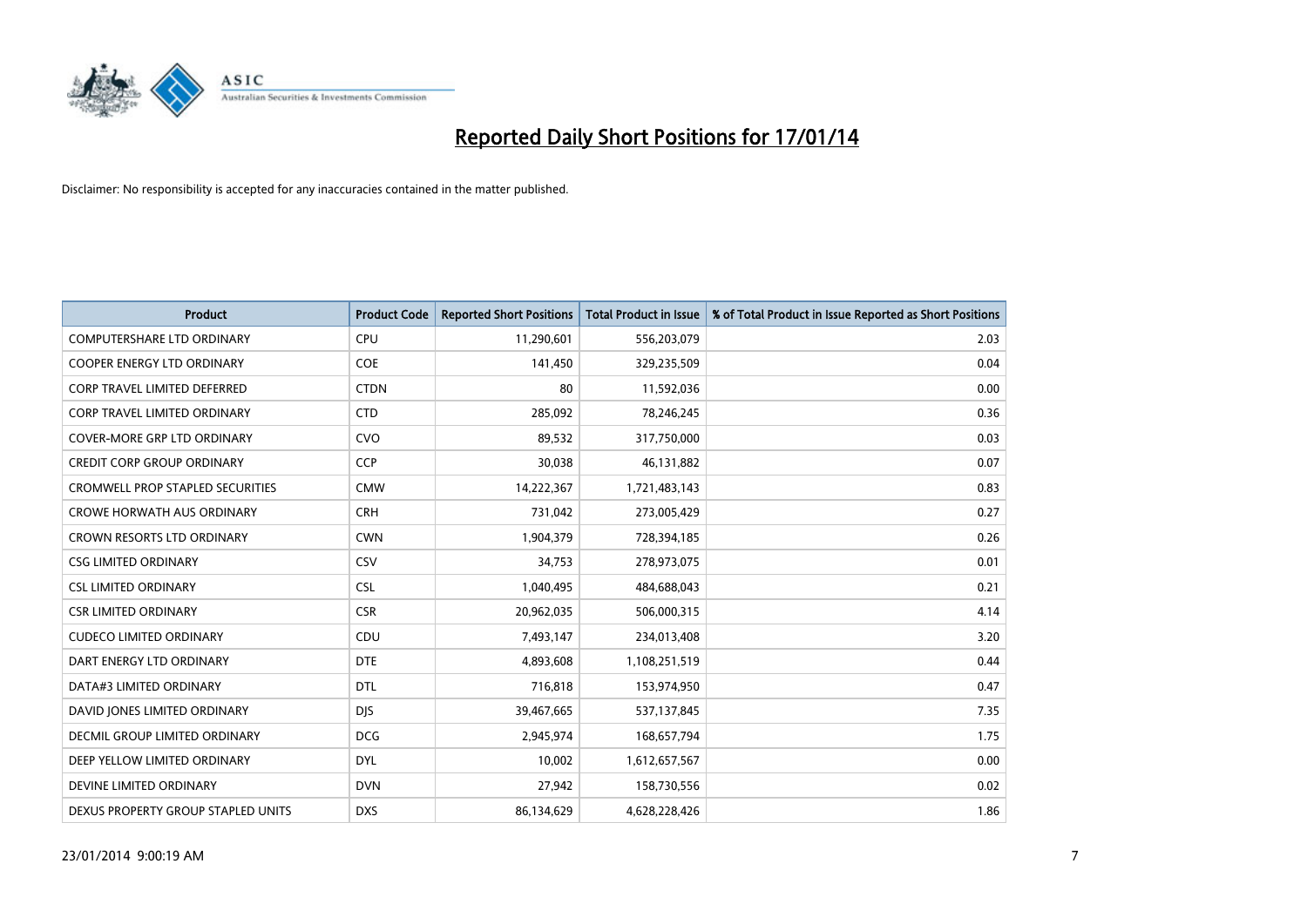# Reported Daily Short Positions for 17/01/14

Disclaimer: No responsibility is accepted for any inaccuracies contained in the matter published.

| Product | Product Code | Reported Short Positions | Total Product in Issue | % of Total Product in Issue Reported as Short Positions |
|---|---|---|---|---|
| COMPUTERSHARE LTD ORDINARY | CPU | 11,290,601 | 556,203,079 | 2.03 |
| COOPER ENERGY LTD ORDINARY | COE | 141,450 | 329,235,509 | 0.04 |
| CORP TRAVEL LIMITED DEFERRED | CTDN | 80 | 11,592,036 | 0.00 |
| CORP TRAVEL LIMITED ORDINARY | CTD | 285,092 | 78,246,245 | 0.36 |
| COVER-MORE GRP LTD ORDINARY | CVO | 89,532 | 317,750,000 | 0.03 |
| CREDIT CORP GROUP ORDINARY | CCP | 30,038 | 46,131,882 | 0.07 |
| CROMWELL PROP STAPLED SECURITIES | CMW | 14,222,367 | 1,721,483,143 | 0.83 |
| CROWE HORWATH AUS ORDINARY | CRH | 731,042 | 273,005,429 | 0.27 |
| CROWN RESORTS LTD ORDINARY | CWN | 1,904,379 | 728,394,185 | 0.26 |
| CSG LIMITED ORDINARY | CSV | 34,753 | 278,973,075 | 0.01 |
| CSL LIMITED ORDINARY | CSL | 1,040,495 | 484,688,043 | 0.21 |
| CSR LIMITED ORDINARY | CSR | 20,962,035 | 506,000,315 | 4.14 |
| CUDECO LIMITED ORDINARY | CDU | 7,493,147 | 234,013,408 | 3.20 |
| DART ENERGY LTD ORDINARY | DTE | 4,893,608 | 1,108,251,519 | 0.44 |
| DATA#3 LIMITED ORDINARY | DTL | 716,818 | 153,974,950 | 0.47 |
| DAVID JONES LIMITED ORDINARY | DJS | 39,467,665 | 537,137,845 | 7.35 |
| DECMIL GROUP LIMITED ORDINARY | DCG | 2,945,974 | 168,657,794 | 1.75 |
| DEEP YELLOW LIMITED ORDINARY | DYL | 10,002 | 1,612,657,567 | 0.00 |
| DEVINE LIMITED ORDINARY | DVN | 27,942 | 158,730,556 | 0.02 |
| DEXUS PROPERTY GROUP STAPLED UNITS | DXS | 86,134,629 | 4,628,228,426 | 1.86 |

23/01/2014 9:00:19 AM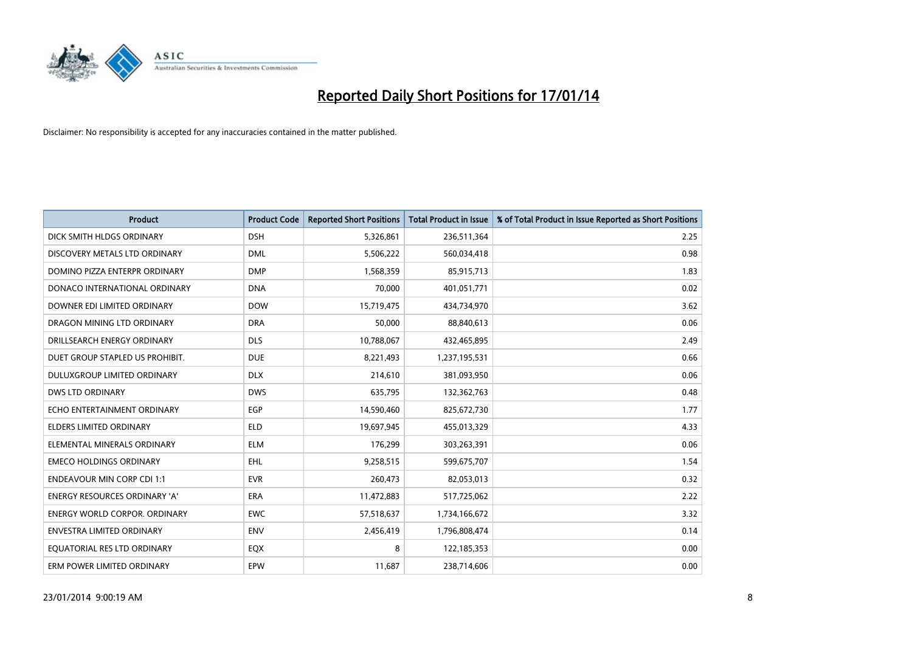# Reported Daily Short Positions for 17/01/14

Disclaimer: No responsibility is accepted for any inaccuracies contained in the matter published.

| Product | Product Code | Reported Short Positions | Total Product in Issue | % of Total Product in Issue Reported as Short Positions |
|---|---|---|---|---|
| DICK SMITH HLDGS ORDINARY | DSH | 5,326,861 | 236,511,364 | 2.25 |
| DISCOVERY METALS LTD ORDINARY | DML | 5,506,222 | 560,034,418 | 0.98 |
| DOMINO PIZZA ENTERPR ORDINARY | DMP | 1,568,359 | 85,915,713 | 1.83 |
| DONACO INTERNATIONAL ORDINARY | DNA | 70,000 | 401,051,771 | 0.02 |
| DOWNER EDI LIMITED ORDINARY | DOW | 15,719,475 | 434,734,970 | 3.62 |
| DRAGON MINING LTD ORDINARY | DRA | 50,000 | 88,840,613 | 0.06 |
| DRILLSEARCH ENERGY ORDINARY | DLS | 10,788,067 | 432,465,895 | 2.49 |
| DUET GROUP STAPLED US PROHIBIT. | DUE | 8,221,493 | 1,237,195,531 | 0.66 |
| DULUXGROUP LIMITED ORDINARY | DLX | 214,610 | 381,093,950 | 0.06 |
| DWS LTD ORDINARY | DWS | 635,795 | 132,362,763 | 0.48 |
| ECHO ENTERTAINMENT ORDINARY | EGP | 14,590,460 | 825,672,730 | 1.77 |
| ELDERS LIMITED ORDINARY | ELD | 19,697,945 | 455,013,329 | 4.33 |
| ELEMENTAL MINERALS ORDINARY | ELM | 176,299 | 303,263,391 | 0.06 |
| EMECO HOLDINGS ORDINARY | EHL | 9,258,515 | 599,675,707 | 1.54 |
| ENDEAVOUR MIN CORP CDI 1:1 | EVR | 260,473 | 82,053,013 | 0.32 |
| ENERGY RESOURCES ORDINARY 'A' | ERA | 11,472,883 | 517,725,062 | 2.22 |
| ENERGY WORLD CORPOR. ORDINARY | EWC | 57,518,637 | 1,734,166,672 | 3.32 |
| ENVESTRA LIMITED ORDINARY | ENV | 2,456,419 | 1,796,808,474 | 0.14 |
| EQUATORIAL RES LTD ORDINARY | EQX | 8 | 122,185,353 | 0.00 |
| ERM POWER LIMITED ORDINARY | EPW | 11,687 | 238,714,606 | 0.00 |

23/01/2014 9:00:19 AM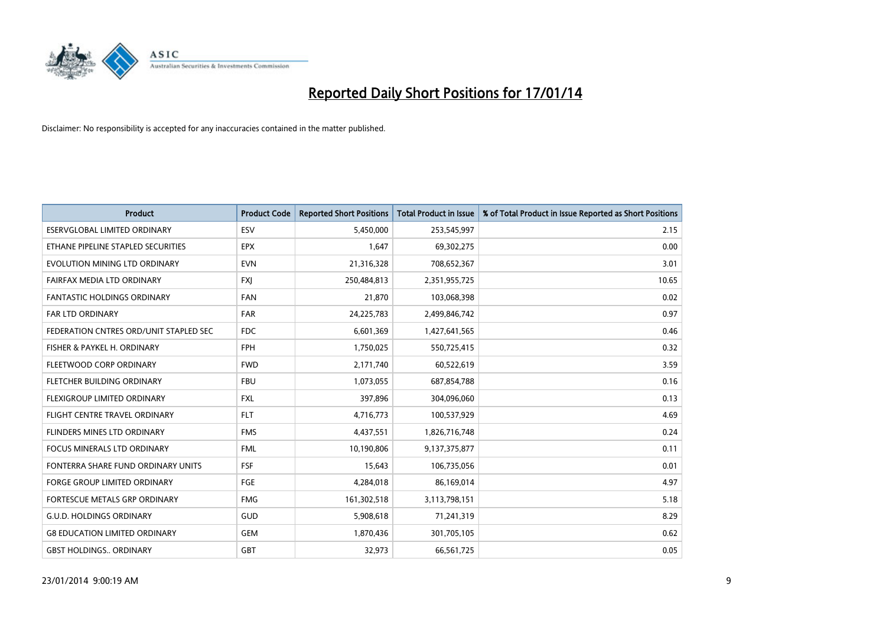# Reported Daily Short Positions for 17/01/14

Disclaimer: No responsibility is accepted for any inaccuracies contained in the matter published.

| Product | Product Code | Reported Short Positions | Total Product in Issue | % of Total Product in Issue Reported as Short Positions |
|---|---|---|---|---|
| ESERVGLOBAL LIMITED ORDINARY | ESV | 5,450,000 | 253,545,997 | 2.15 |
| ETHANE PIPELINE STAPLED SECURITIES | EPX | 1,647 | 69,302,275 | 0.00 |
| EVOLUTION MINING LTD ORDINARY | EVN | 21,316,328 | 708,652,367 | 3.01 |
| FAIRFAX MEDIA LTD ORDINARY | FXJ | 250,484,813 | 2,351,955,725 | 10.65 |
| FANTASTIC HOLDINGS ORDINARY | FAN | 21,870 | 103,068,398 | 0.02 |
| FAR LTD ORDINARY | FAR | 24,225,783 | 2,499,846,742 | 0.97 |
| FEDERATION CNTRES ORD/UNIT STAPLED SEC | FDC | 6,601,369 | 1,427,641,565 | 0.46 |
| FISHER & PAYKEL H. ORDINARY | FPH | 1,750,025 | 550,725,415 | 0.32 |
| FLEETWOOD CORP ORDINARY | FWD | 2,171,740 | 60,522,619 | 3.59 |
| FLETCHER BUILDING ORDINARY | FBU | 1,073,055 | 687,854,788 | 0.16 |
| FLEXIGROUP LIMITED ORDINARY | FXL | 397,896 | 304,096,060 | 0.13 |
| FLIGHT CENTRE TRAVEL ORDINARY | FLT | 4,716,773 | 100,537,929 | 4.69 |
| FLINDERS MINES LTD ORDINARY | FMS | 4,437,551 | 1,826,716,748 | 0.24 |
| FOCUS MINERALS LTD ORDINARY | FML | 10,190,806 | 9,137,375,877 | 0.11 |
| FONTERRA SHARE FUND ORDINARY UNITS | FSF | 15,643 | 106,735,056 | 0.01 |
| FORGE GROUP LIMITED ORDINARY | FGE | 4,284,018 | 86,169,014 | 4.97 |
| FORTESCUE METALS GRP ORDINARY | FMG | 161,302,518 | 3,113,798,151 | 5.18 |
| G.U.D. HOLDINGS ORDINARY | GUD | 5,908,618 | 71,241,319 | 8.29 |
| G8 EDUCATION LIMITED ORDINARY | GEM | 1,870,436 | 301,705,105 | 0.62 |
| GBST HOLDINGS.. ORDINARY | GBT | 32,973 | 66,561,725 | 0.05 |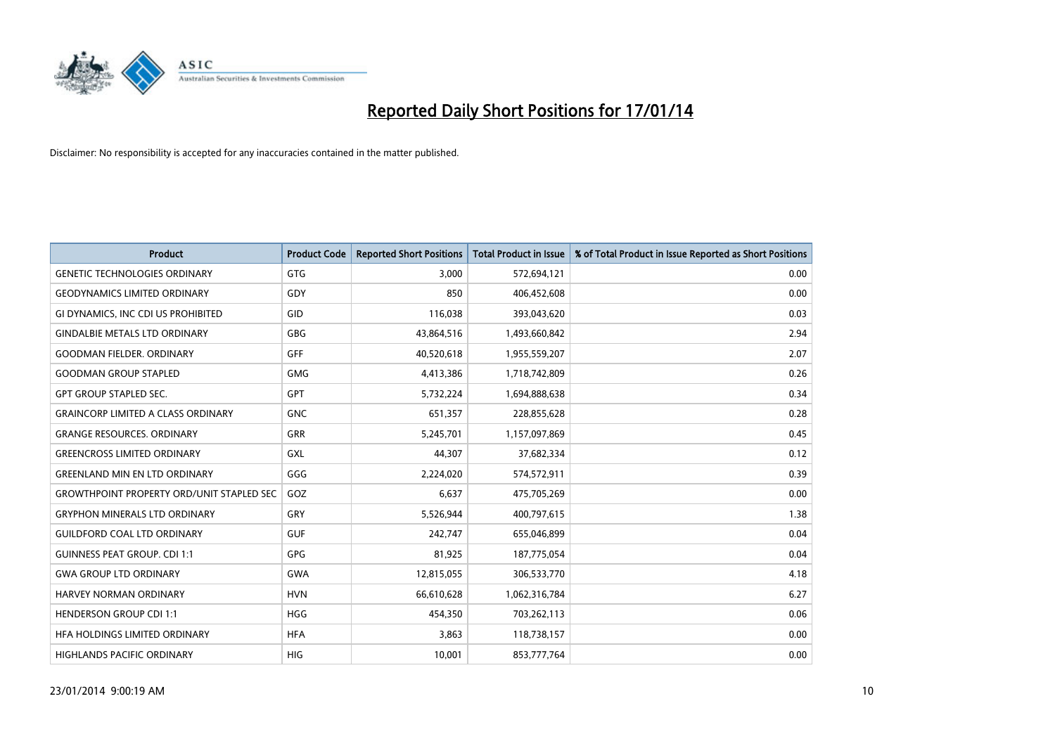# Reported Daily Short Positions for 17/01/14

Disclaimer: No responsibility is accepted for any inaccuracies contained in the matter published.

| Product | Product Code | Reported Short Positions | Total Product in Issue | % of Total Product in Issue Reported as Short Positions |
|---|---|---|---|---|
| GENETIC TECHNOLOGIES ORDINARY | GTG | 3,000 | 572,694,121 | 0.00 |
| GEODYNAMICS LIMITED ORDINARY | GDY | 850 | 406,452,608 | 0.00 |
| GI DYNAMICS, INC CDI US PROHIBITED | GID | 116,038 | 393,043,620 | 0.03 |
| GINDALBIE METALS LTD ORDINARY | GBG | 43,864,516 | 1,493,660,842 | 2.94 |
| GOODMAN FIELDER. ORDINARY | GFF | 40,520,618 | 1,955,559,207 | 2.07 |
| GOODMAN GROUP STAPLED | GMG | 4,413,386 | 1,718,742,809 | 0.26 |
| GPT GROUP STAPLED SEC. | GPT | 5,732,224 | 1,694,888,638 | 0.34 |
| GRAINCORP LIMITED A CLASS ORDINARY | GNC | 651,357 | 228,855,628 | 0.28 |
| GRANGE RESOURCES. ORDINARY | GRR | 5,245,701 | 1,157,097,869 | 0.45 |
| GREENCROSS LIMITED ORDINARY | GXL | 44,307 | 37,682,334 | 0.12 |
| GREENLAND MIN EN LTD ORDINARY | GGG | 2,224,020 | 574,572,911 | 0.39 |
| GROWTHPOINT PROPERTY ORD/UNIT STAPLED SEC | GOZ | 6,637 | 475,705,269 | 0.00 |
| GRYPHON MINERALS LTD ORDINARY | GRY | 5,526,944 | 400,797,615 | 1.38 |
| GUILDFORD COAL LTD ORDINARY | GUF | 242,747 | 655,046,899 | 0.04 |
| GUINNESS PEAT GROUP. CDI 1:1 | GPG | 81,925 | 187,775,054 | 0.04 |
| GWA GROUP LTD ORDINARY | GWA | 12,815,055 | 306,533,770 | 4.18 |
| HARVEY NORMAN ORDINARY | HVN | 66,610,628 | 1,062,316,784 | 6.27 |
| HENDERSON GROUP CDI 1:1 | HGG | 454,350 | 703,262,113 | 0.06 |
| HFA HOLDINGS LIMITED ORDINARY | HFA | 3,863 | 118,738,157 | 0.00 |
| HIGHLANDS PACIFIC ORDINARY | HIG | 10,001 | 853,777,764 | 0.00 |

23/01/2014 9:00:19 AM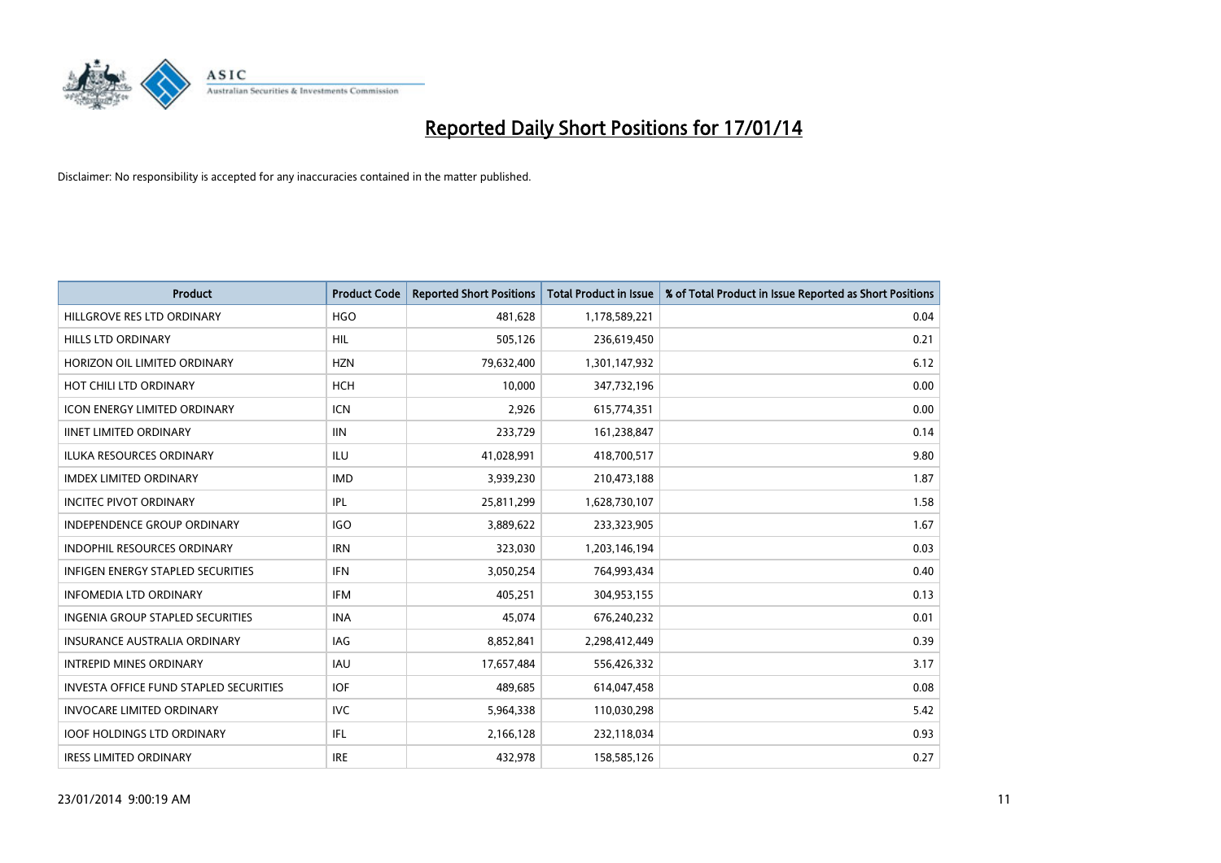# Reported Daily Short Positions for 17/01/14

Disclaimer: No responsibility is accepted for any inaccuracies contained in the matter published.

| Product | Product Code | Reported Short Positions | Total Product in Issue | % of Total Product in Issue Reported as Short Positions |
|---|---|---|---|---|
| HILLGROVE RES LTD ORDINARY | HGO | 481,628 | 1,178,589,221 | 0.04 |
| HILLS LTD ORDINARY | HIL | 505,126 | 236,619,450 | 0.21 |
| HORIZON OIL LIMITED ORDINARY | HZN | 79,632,400 | 1,301,147,932 | 6.12 |
| HOT CHILI LTD ORDINARY | HCH | 10,000 | 347,732,196 | 0.00 |
| ICON ENERGY LIMITED ORDINARY | ICN | 2,926 | 615,774,351 | 0.00 |
| IINET LIMITED ORDINARY | IIN | 233,729 | 161,238,847 | 0.14 |
| ILUKA RESOURCES ORDINARY | ILU | 41,028,991 | 418,700,517 | 9.80 |
| IMDEX LIMITED ORDINARY | IMD | 3,939,230 | 210,473,188 | 1.87 |
| INCITEC PIVOT ORDINARY | IPL | 25,811,299 | 1,628,730,107 | 1.58 |
| INDEPENDENCE GROUP ORDINARY | IGO | 3,889,622 | 233,323,905 | 1.67 |
| INDOPHIL RESOURCES ORDINARY | IRN | 323,030 | 1,203,146,194 | 0.03 |
| INFIGEN ENERGY STAPLED SECURITIES | IFN | 3,050,254 | 764,993,434 | 0.40 |
| INFOMEDIA LTD ORDINARY | IFM | 405,251 | 304,953,155 | 0.13 |
| INGENIA GROUP STAPLED SECURITIES | INA | 45,074 | 676,240,232 | 0.01 |
| INSURANCE AUSTRALIA ORDINARY | IAG | 8,852,841 | 2,298,412,449 | 0.39 |
| INTREPID MINES ORDINARY | IAU | 17,657,484 | 556,426,332 | 3.17 |
| INVESTA OFFICE FUND STAPLED SECURITIES | IOF | 489,685 | 614,047,458 | 0.08 |
| INVOCARE LIMITED ORDINARY | IVC | 5,964,338 | 110,030,298 | 5.42 |
| IOOF HOLDINGS LTD ORDINARY | IFL | 2,166,128 | 232,118,034 | 0.93 |
| IRESS LIMITED ORDINARY | IRE | 432,978 | 158,585,126 | 0.27 |

23/01/2014 9:00:19 AM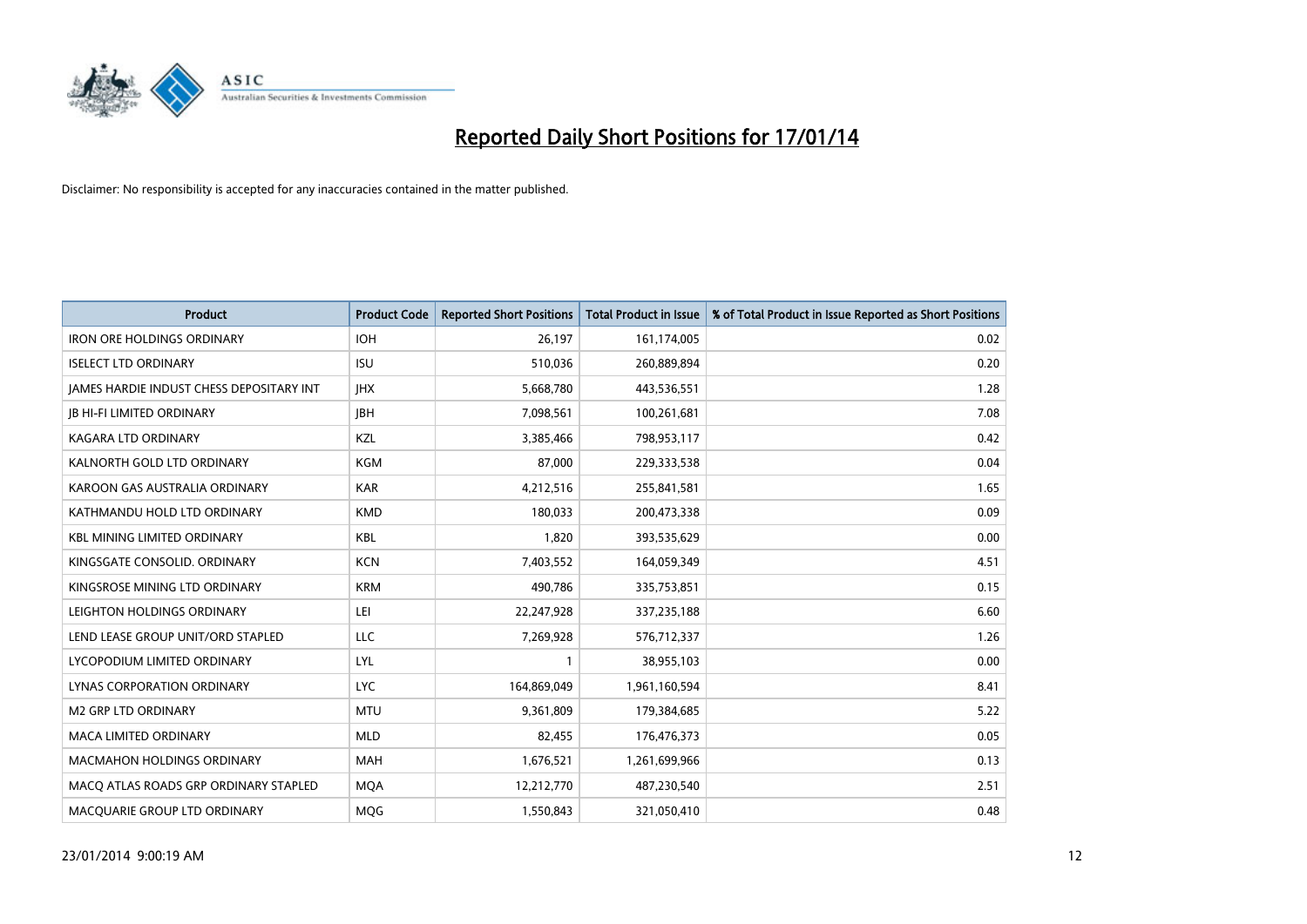# Reported Daily Short Positions for 17/01/14

Disclaimer: No responsibility is accepted for any inaccuracies contained in the matter published.

| Product | Product Code | Reported Short Positions | Total Product in Issue | % of Total Product in Issue Reported as Short Positions |
|---|---|---|---|---|
| IRON ORE HOLDINGS ORDINARY | IOH | 26,197 | 161,174,005 | 0.02 |
| ISELECT LTD ORDINARY | ISU | 510,036 | 260,889,894 | 0.20 |
| JAMES HARDIE INDUST CHESS DEPOSITARY INT | JHX | 5,668,780 | 443,536,551 | 1.28 |
| JB HI-FI LIMITED ORDINARY | JBH | 7,098,561 | 100,261,681 | 7.08 |
| KAGARA LTD ORDINARY | KZL | 3,385,466 | 798,953,117 | 0.42 |
| KALNORTH GOLD LTD ORDINARY | KGM | 87,000 | 229,333,538 | 0.04 |
| KAROON GAS AUSTRALIA ORDINARY | KAR | 4,212,516 | 255,841,581 | 1.65 |
| KATHMANDU HOLD LTD ORDINARY | KMD | 180,033 | 200,473,338 | 0.09 |
| KBL MINING LIMITED ORDINARY | KBL | 1,820 | 393,535,629 | 0.00 |
| KINGSGATE CONSOLID. ORDINARY | KCN | 7,403,552 | 164,059,349 | 4.51 |
| KINGSROSE MINING LTD ORDINARY | KRM | 490,786 | 335,753,851 | 0.15 |
| LEIGHTON HOLDINGS ORDINARY | LEI | 22,247,928 | 337,235,188 | 6.60 |
| LEND LEASE GROUP UNIT/ORD STAPLED | LLC | 7,269,928 | 576,712,337 | 1.26 |
| LYCOPODIUM LIMITED ORDINARY | LYL | 1 | 38,955,103 | 0.00 |
| LYNAS CORPORATION ORDINARY | LYC | 164,869,049 | 1,961,160,594 | 8.41 |
| M2 GRP LTD ORDINARY | MTU | 9,361,809 | 179,384,685 | 5.22 |
| MACA LIMITED ORDINARY | MLD | 82,455 | 176,476,373 | 0.05 |
| MACMAHON HOLDINGS ORDINARY | MAH | 1,676,521 | 1,261,699,966 | 0.13 |
| MACQ ATLAS ROADS GRP ORDINARY STAPLED | MQA | 12,212,770 | 487,230,540 | 2.51 |
| MACQUARIE GROUP LTD ORDINARY | MQG | 1,550,843 | 321,050,410 | 0.48 |

23/01/2014 9:00:19 AM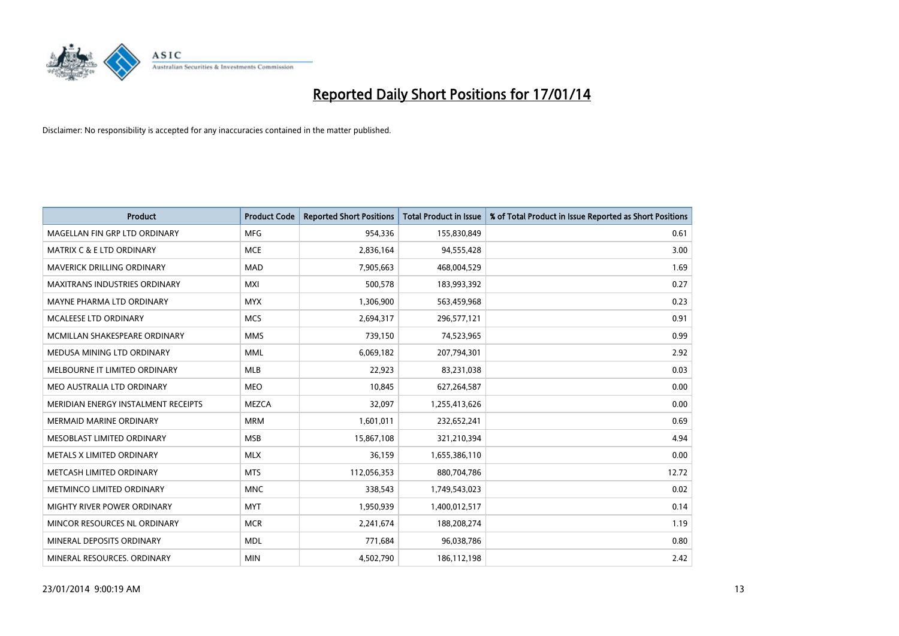# Reported Daily Short Positions for 17/01/14

Disclaimer: No responsibility is accepted for any inaccuracies contained in the matter published.

| Product | Product Code | Reported Short Positions | Total Product in Issue | % of Total Product in Issue Reported as Short Positions |
|---|---|---|---|---|
| MAGELLAN FIN GRP LTD ORDINARY | MFG | 954,336 | 155,830,849 | 0.61 |
| MATRIX C & E LTD ORDINARY | MCE | 2,836,164 | 94,555,428 | 3.00 |
| MAVERICK DRILLING ORDINARY | MAD | 7,905,663 | 468,004,529 | 1.69 |
| MAXITRANS INDUSTRIES ORDINARY | MXI | 500,578 | 183,993,392 | 0.27 |
| MAYNE PHARMA LTD ORDINARY | MYX | 1,306,900 | 563,459,968 | 0.23 |
| MCALEESE LTD ORDINARY | MCS | 2,694,317 | 296,577,121 | 0.91 |
| MCMILLAN SHAKESPEARE ORDINARY | MMS | 739,150 | 74,523,965 | 0.99 |
| MEDUSA MINING LTD ORDINARY | MML | 6,069,182 | 207,794,301 | 2.92 |
| MELBOURNE IT LIMITED ORDINARY | MLB | 22,923 | 83,231,038 | 0.03 |
| MEO AUSTRALIA LTD ORDINARY | MEO | 10,845 | 627,264,587 | 0.00 |
| MERIDIAN ENERGY INSTALMENT RECEIPTS | MEZCA | 32,097 | 1,255,413,626 | 0.00 |
| MERMAID MARINE ORDINARY | MRM | 1,601,011 | 232,652,241 | 0.69 |
| MESOBLAST LIMITED ORDINARY | MSB | 15,867,108 | 321,210,394 | 4.94 |
| METALS X LIMITED ORDINARY | MLX | 36,159 | 1,655,386,110 | 0.00 |
| METCASH LIMITED ORDINARY | MTS | 112,056,353 | 880,704,786 | 12.72 |
| METMINCO LIMITED ORDINARY | MNC | 338,543 | 1,749,543,023 | 0.02 |
| MIGHTY RIVER POWER ORDINARY | MYT | 1,950,939 | 1,400,012,517 | 0.14 |
| MINCOR RESOURCES NL ORDINARY | MCR | 2,241,674 | 188,208,274 | 1.19 |
| MINERAL DEPOSITS ORDINARY | MDL | 771,684 | 96,038,786 | 0.80 |
| MINERAL RESOURCES. ORDINARY | MIN | 4,502,790 | 186,112,198 | 2.42 |

23/01/2014 9:00:19 AM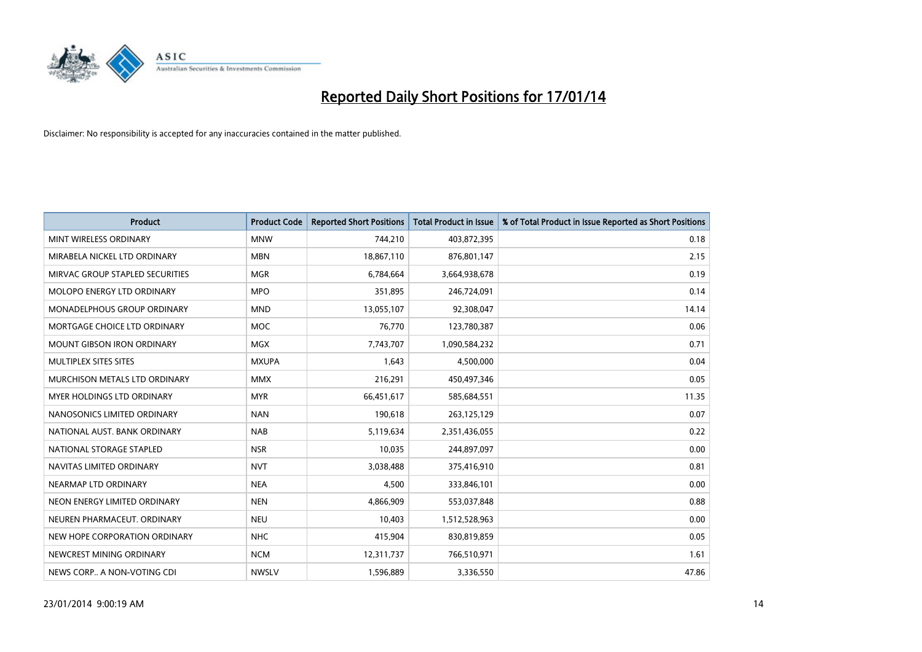# Reported Daily Short Positions for 17/01/14

Disclaimer: No responsibility is accepted for any inaccuracies contained in the matter published.

| Product | Product Code | Reported Short Positions | Total Product in Issue | % of Total Product in Issue Reported as Short Positions |
|---|---|---|---|---|
| MINT WIRELESS ORDINARY | MNW | 744,210 | 403,872,395 | 0.18 |
| MIRABELA NICKEL LTD ORDINARY | MBN | 18,867,110 | 876,801,147 | 2.15 |
| MIRVAC GROUP STAPLED SECURITIES | MGR | 6,784,664 | 3,664,938,678 | 0.19 |
| MOLOPO ENERGY LTD ORDINARY | MPO | 351,895 | 246,724,091 | 0.14 |
| MONADELPHOUS GROUP ORDINARY | MND | 13,055,107 | 92,308,047 | 14.14 |
| MORTGAGE CHOICE LTD ORDINARY | MOC | 76,770 | 123,780,387 | 0.06 |
| MOUNT GIBSON IRON ORDINARY | MGX | 7,743,707 | 1,090,584,232 | 0.71 |
| MULTIPLEX SITES SITES | MXUPA | 1,643 | 4,500,000 | 0.04 |
| MURCHISON METALS LTD ORDINARY | MMX | 216,291 | 450,497,346 | 0.05 |
| MYER HOLDINGS LTD ORDINARY | MYR | 66,451,617 | 585,684,551 | 11.35 |
| NANOSONICS LIMITED ORDINARY | NAN | 190,618 | 263,125,129 | 0.07 |
| NATIONAL AUST. BANK ORDINARY | NAB | 5,119,634 | 2,351,436,055 | 0.22 |
| NATIONAL STORAGE STAPLED | NSR | 10,035 | 244,897,097 | 0.00 |
| NAVITAS LIMITED ORDINARY | NVT | 3,038,488 | 375,416,910 | 0.81 |
| NEARMAP LTD ORDINARY | NEA | 4,500 | 333,846,101 | 0.00 |
| NEON ENERGY LIMITED ORDINARY | NEN | 4,866,909 | 553,037,848 | 0.88 |
| NEUREN PHARMACEUT. ORDINARY | NEU | 10,403 | 1,512,528,963 | 0.00 |
| NEW HOPE CORPORATION ORDINARY | NHC | 415,904 | 830,819,859 | 0.05 |
| NEWCREST MINING ORDINARY | NCM | 12,311,737 | 766,510,971 | 1.61 |
| NEWS CORP.. A NON-VOTING CDI | NWSLV | 1,596,889 | 3,336,550 | 47.86 |

23/01/2014 9:00:19 AM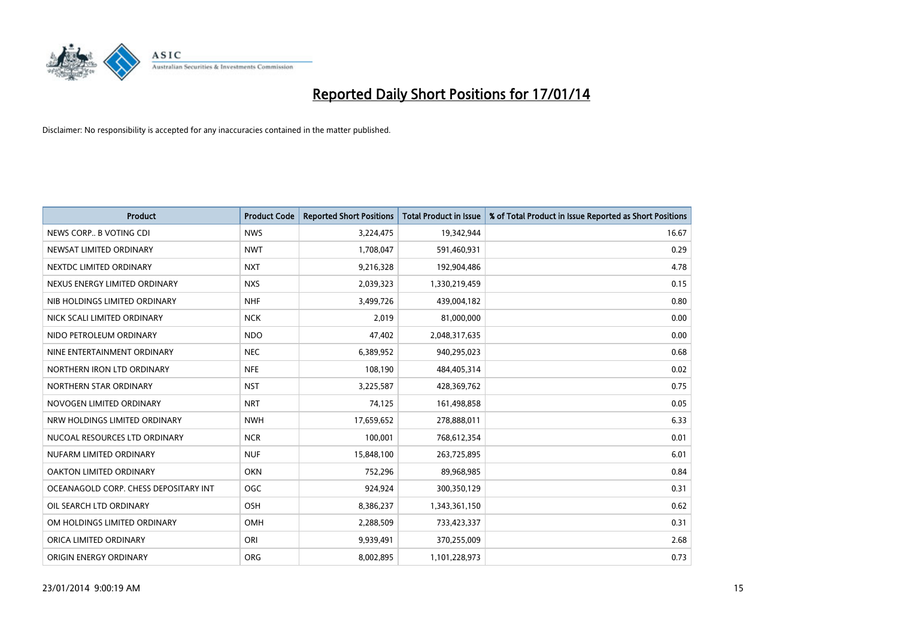# Reported Daily Short Positions for 17/01/14

Disclaimer: No responsibility is accepted for any inaccuracies contained in the matter published.

| Product | Product Code | Reported Short Positions | Total Product in Issue | % of Total Product in Issue Reported as Short Positions |
|---|---|---|---|---|
| NEWS CORP.. B VOTING CDI | NWS | 3,224,475 | 19,342,944 | 16.67 |
| NEWSAT LIMITED ORDINARY | NWT | 1,708,047 | 591,460,931 | 0.29 |
| NEXTDC LIMITED ORDINARY | NXT | 9,216,328 | 192,904,486 | 4.78 |
| NEXUS ENERGY LIMITED ORDINARY | NXS | 2,039,323 | 1,330,219,459 | 0.15 |
| NIB HOLDINGS LIMITED ORDINARY | NHF | 3,499,726 | 439,004,182 | 0.80 |
| NICK SCALI LIMITED ORDINARY | NCK | 2,019 | 81,000,000 | 0.00 |
| NIDO PETROLEUM ORDINARY | NDO | 47,402 | 2,048,317,635 | 0.00 |
| NINE ENTERTAINMENT ORDINARY | NEC | 6,389,952 | 940,295,023 | 0.68 |
| NORTHERN IRON LTD ORDINARY | NFE | 108,190 | 484,405,314 | 0.02 |
| NORTHERN STAR ORDINARY | NST | 3,225,587 | 428,369,762 | 0.75 |
| NOVOGEN LIMITED ORDINARY | NRT | 74,125 | 161,498,858 | 0.05 |
| NRW HOLDINGS LIMITED ORDINARY | NWH | 17,659,652 | 278,888,011 | 6.33 |
| NUCOAL RESOURCES LTD ORDINARY | NCR | 100,001 | 768,612,354 | 0.01 |
| NUFARM LIMITED ORDINARY | NUF | 15,848,100 | 263,725,895 | 6.01 |
| OAKTON LIMITED ORDINARY | OKN | 752,296 | 89,968,985 | 0.84 |
| OCEANAGOLD CORP. CHESS DEPOSITARY INT | OGC | 924,924 | 300,350,129 | 0.31 |
| OIL SEARCH LTD ORDINARY | OSH | 8,386,237 | 1,343,361,150 | 0.62 |
| OM HOLDINGS LIMITED ORDINARY | OMH | 2,288,509 | 733,423,337 | 0.31 |
| ORICA LIMITED ORDINARY | ORI | 9,939,491 | 370,255,009 | 2.68 |
| ORIGIN ENERGY ORDINARY | ORG | 8,002,895 | 1,101,228,973 | 0.73 |

23/01/2014 9:00:19 AM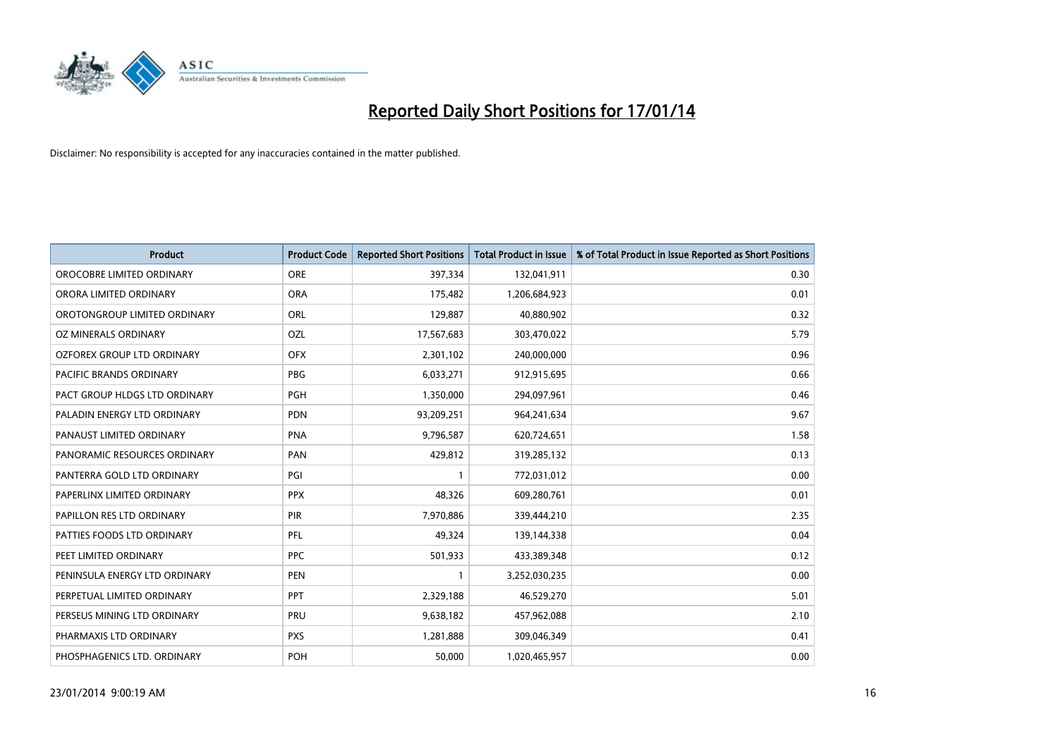# Reported Daily Short Positions for 17/01/14

Disclaimer: No responsibility is accepted for any inaccuracies contained in the matter published.

| Product | Product Code | Reported Short Positions | Total Product in Issue | % of Total Product in Issue Reported as Short Positions |
|---|---|---|---|---|
| OROCOBRE LIMITED ORDINARY | ORE | 397,334 | 132,041,911 | 0.30 |
| ORORA LIMITED ORDINARY | ORA | 175,482 | 1,206,684,923 | 0.01 |
| OROTONGROUP LIMITED ORDINARY | ORL | 129,887 | 40,880,902 | 0.32 |
| OZ MINERALS ORDINARY | OZL | 17,567,683 | 303,470,022 | 5.79 |
| OZFOREX GROUP LTD ORDINARY | OFX | 2,301,102 | 240,000,000 | 0.96 |
| PACIFIC BRANDS ORDINARY | PBG | 6,033,271 | 912,915,695 | 0.66 |
| PACT GROUP HLDGS LTD ORDINARY | PGH | 1,350,000 | 294,097,961 | 0.46 |
| PALADIN ENERGY LTD ORDINARY | PDN | 93,209,251 | 964,241,634 | 9.67 |
| PANAUST LIMITED ORDINARY | PNA | 9,796,587 | 620,724,651 | 1.58 |
| PANORAMIC RESOURCES ORDINARY | PAN | 429,812 | 319,285,132 | 0.13 |
| PANTERRA GOLD LTD ORDINARY | PGI | 1 | 772,031,012 | 0.00 |
| PAPERLINX LIMITED ORDINARY | PPX | 48,326 | 609,280,761 | 0.01 |
| PAPILLON RES LTD ORDINARY | PIR | 7,970,886 | 339,444,210 | 2.35 |
| PATTIES FOODS LTD ORDINARY | PFL | 49,324 | 139,144,338 | 0.04 |
| PEET LIMITED ORDINARY | PPC | 501,933 | 433,389,348 | 0.12 |
| PENINSULA ENERGY LTD ORDINARY | PEN | 1 | 3,252,030,235 | 0.00 |
| PERPETUAL LIMITED ORDINARY | PPT | 2,329,188 | 46,529,270 | 5.01 |
| PERSEUS MINING LTD ORDINARY | PRU | 9,638,182 | 457,962,088 | 2.10 |
| PHARMAXIS LTD ORDINARY | PXS | 1,281,888 | 309,046,349 | 0.41 |
| PHOSPHAGENICS LTD. ORDINARY | POH | 50,000 | 1,020,465,957 | 0.00 |

23/01/2014 9:00:19 AM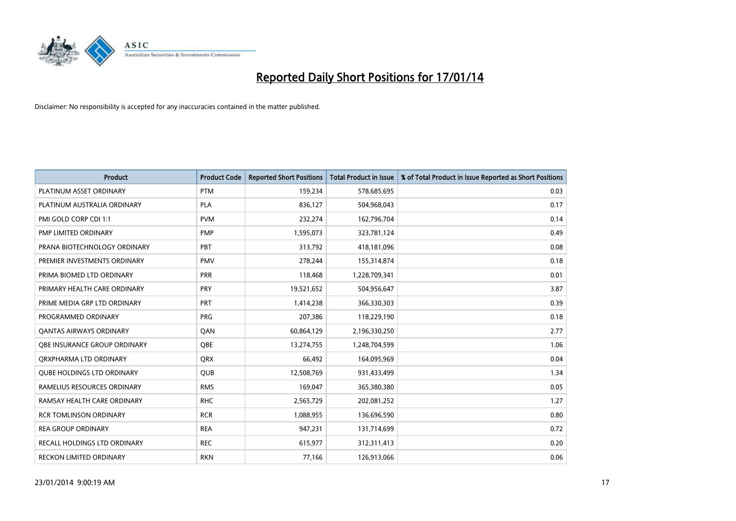# Reported Daily Short Positions for 17/01/14

Disclaimer: No responsibility is accepted for any inaccuracies contained in the matter published.

| Product | Product Code | Reported Short Positions | Total Product in Issue | % of Total Product in Issue Reported as Short Positions |
|---|---|---|---|---|
| PLATINUM ASSET ORDINARY | PTM | 159,234 | 578,685,695 | 0.03 |
| PLATINUM AUSTRALIA ORDINARY | PLA | 836,127 | 504,968,043 | 0.17 |
| PMI GOLD CORP CDI 1:1 | PVM | 232,274 | 162,796,704 | 0.14 |
| PMP LIMITED ORDINARY | PMP | 1,595,073 | 323,781,124 | 0.49 |
| PRANA BIOTECHNOLOGY ORDINARY | PBT | 313,792 | 418,181,096 | 0.08 |
| PREMIER INVESTMENTS ORDINARY | PMV | 278,244 | 155,314,874 | 0.18 |
| PRIMA BIOMED LTD ORDINARY | PRR | 118,468 | 1,228,709,341 | 0.01 |
| PRIMARY HEALTH CARE ORDINARY | PRY | 19,521,652 | 504,956,647 | 3.87 |
| PRIME MEDIA GRP LTD ORDINARY | PRT | 1,414,238 | 366,330,303 | 0.39 |
| PROGRAMMED ORDINARY | PRG | 207,386 | 118,229,190 | 0.18 |
| QANTAS AIRWAYS ORDINARY | QAN | 60,864,129 | 2,196,330,250 | 2.77 |
| QBE INSURANCE GROUP ORDINARY | QBE | 13,274,755 | 1,248,704,599 | 1.06 |
| QRXPHARMA LTD ORDINARY | QRX | 66,492 | 164,095,969 | 0.04 |
| QUBE HOLDINGS LTD ORDINARY | QUB | 12,508,769 | 931,433,499 | 1.34 |
| RAMELIUS RESOURCES ORDINARY | RMS | 169,047 | 365,380,380 | 0.05 |
| RAMSAY HEALTH CARE ORDINARY | RHC | 2,565,729 | 202,081,252 | 1.27 |
| RCR TOMLINSON ORDINARY | RCR | 1,088,955 | 136,696,590 | 0.80 |
| REA GROUP ORDINARY | REA | 947,231 | 131,714,699 | 0.72 |
| RECALL HOLDINGS LTD ORDINARY | REC | 615,977 | 312,311,413 | 0.20 |
| RECKON LIMITED ORDINARY | RKN | 77,166 | 126,913,066 | 0.06 |

23/01/2014 9:00:19 AM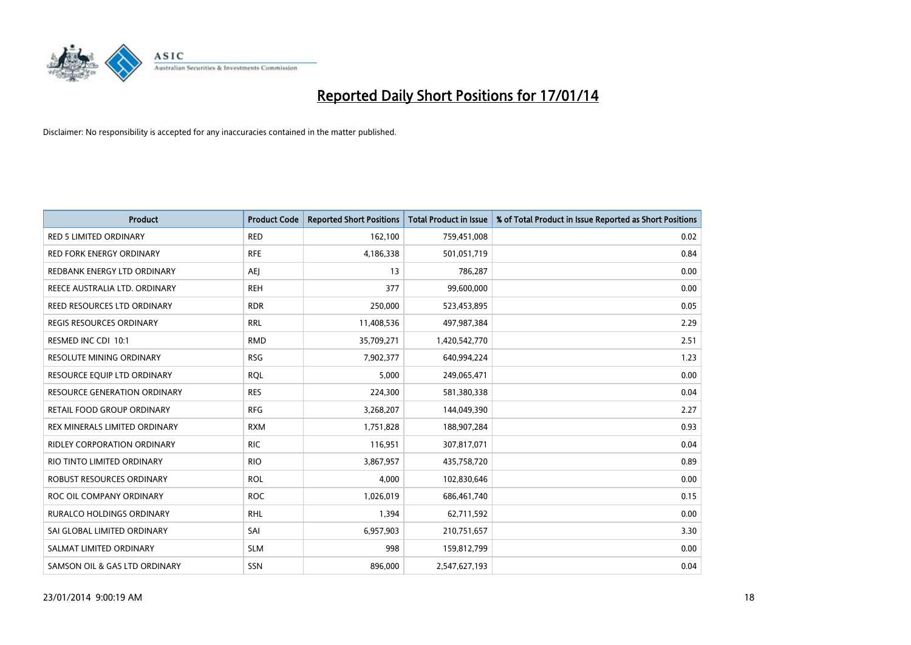# Reported Daily Short Positions for 17/01/14

Disclaimer: No responsibility is accepted for any inaccuracies contained in the matter published.

| Product | Product Code | Reported Short Positions | Total Product in Issue | % of Total Product in Issue Reported as Short Positions |
|---|---|---|---|---|
| RED 5 LIMITED ORDINARY | RED | 162,100 | 759,451,008 | 0.02 |
| RED FORK ENERGY ORDINARY | RFE | 4,186,338 | 501,051,719 | 0.84 |
| REDBANK ENERGY LTD ORDINARY | AEJ | 13 | 786,287 | 0.00 |
| REECE AUSTRALIA LTD. ORDINARY | REH | 377 | 99,600,000 | 0.00 |
| REED RESOURCES LTD ORDINARY | RDR | 250,000 | 523,453,895 | 0.05 |
| REGIS RESOURCES ORDINARY | RRL | 11,408,536 | 497,987,384 | 2.29 |
| RESMED INC CDI 10:1 | RMD | 35,709,271 | 1,420,542,770 | 2.51 |
| RESOLUTE MINING ORDINARY | RSG | 7,902,377 | 640,994,224 | 1.23 |
| RESOURCE EQUIP LTD ORDINARY | RQL | 5,000 | 249,065,471 | 0.00 |
| RESOURCE GENERATION ORDINARY | RES | 224,300 | 581,380,338 | 0.04 |
| RETAIL FOOD GROUP ORDINARY | RFG | 3,268,207 | 144,049,390 | 2.27 |
| REX MINERALS LIMITED ORDINARY | RXM | 1,751,828 | 188,907,284 | 0.93 |
| RIDLEY CORPORATION ORDINARY | RIC | 116,951 | 307,817,071 | 0.04 |
| RIO TINTO LIMITED ORDINARY | RIO | 3,867,957 | 435,758,720 | 0.89 |
| ROBUST RESOURCES ORDINARY | ROL | 4,000 | 102,830,646 | 0.00 |
| ROC OIL COMPANY ORDINARY | ROC | 1,026,019 | 686,461,740 | 0.15 |
| RURALCO HOLDINGS ORDINARY | RHL | 1,394 | 62,711,592 | 0.00 |
| SAI GLOBAL LIMITED ORDINARY | SAI | 6,957,903 | 210,751,657 | 3.30 |
| SALMAT LIMITED ORDINARY | SLM | 998 | 159,812,799 | 0.00 |
| SAMSON OIL & GAS LTD ORDINARY | SSN | 896,000 | 2,547,627,193 | 0.04 |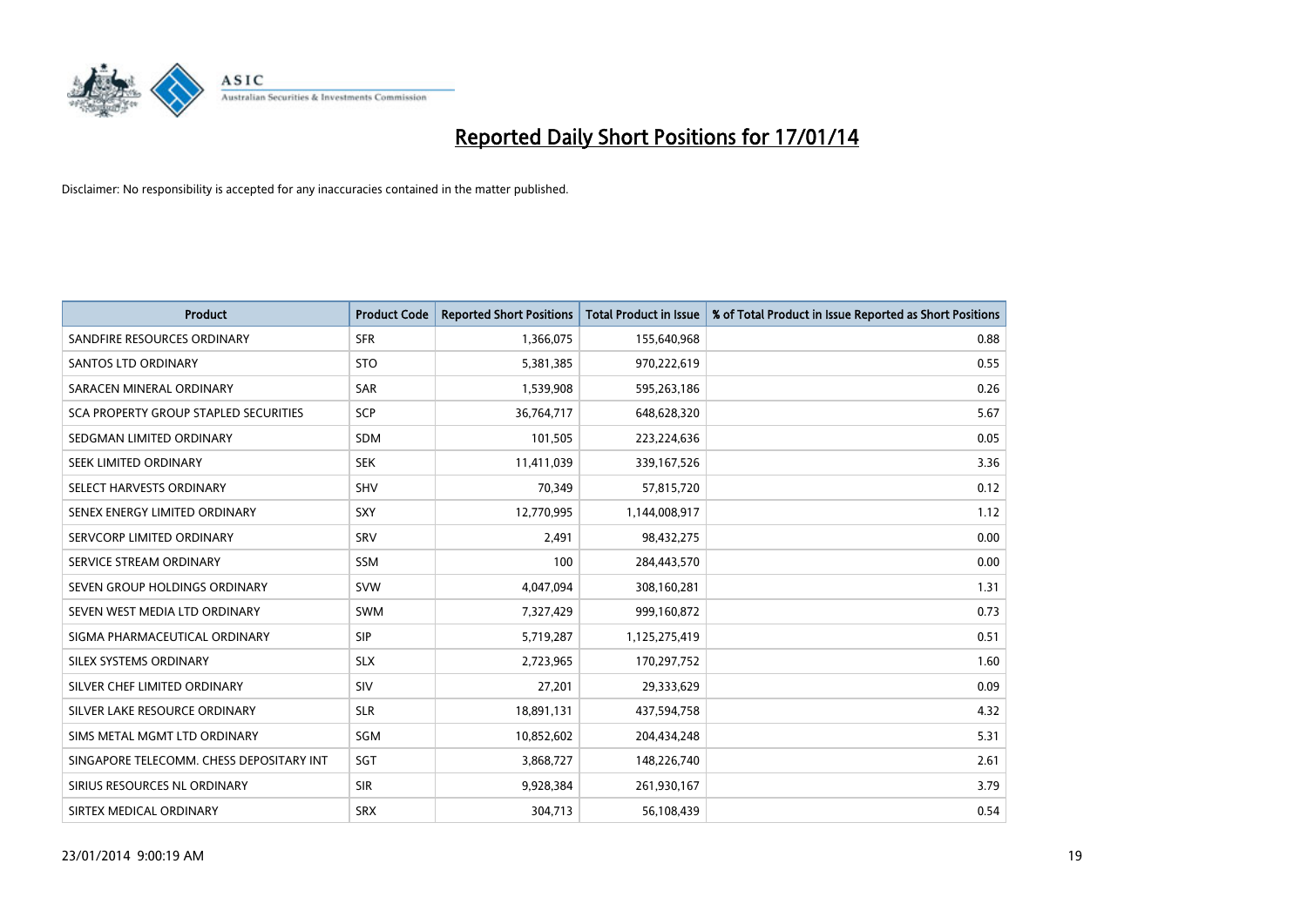# Reported Daily Short Positions for 17/01/14

Disclaimer: No responsibility is accepted for any inaccuracies contained in the matter published.

| Product | Product Code | Reported Short Positions | Total Product in Issue | % of Total Product in Issue Reported as Short Positions |
|---|---|---|---|---|
| SANDFIRE RESOURCES ORDINARY | SFR | 1,366,075 | 155,640,968 | 0.88 |
| SANTOS LTD ORDINARY | STO | 5,381,385 | 970,222,619 | 0.55 |
| SARACEN MINERAL ORDINARY | SAR | 1,539,908 | 595,263,186 | 0.26 |
| SCA PROPERTY GROUP STAPLED SECURITIES | SCP | 36,764,717 | 648,628,320 | 5.67 |
| SEDGMAN LIMITED ORDINARY | SDM | 101,505 | 223,224,636 | 0.05 |
| SEEK LIMITED ORDINARY | SEK | 11,411,039 | 339,167,526 | 3.36 |
| SELECT HARVESTS ORDINARY | SHV | 70,349 | 57,815,720 | 0.12 |
| SENEX ENERGY LIMITED ORDINARY | SXY | 12,770,995 | 1,144,008,917 | 1.12 |
| SERVCORP LIMITED ORDINARY | SRV | 2,491 | 98,432,275 | 0.00 |
| SERVICE STREAM ORDINARY | SSM | 100 | 284,443,570 | 0.00 |
| SEVEN GROUP HOLDINGS ORDINARY | SVW | 4,047,094 | 308,160,281 | 1.31 |
| SEVEN WEST MEDIA LTD ORDINARY | SWM | 7,327,429 | 999,160,872 | 0.73 |
| SIGMA PHARMACEUTICAL ORDINARY | SIP | 5,719,287 | 1,125,275,419 | 0.51 |
| SILEX SYSTEMS ORDINARY | SLX | 2,723,965 | 170,297,752 | 1.60 |
| SILVER CHEF LIMITED ORDINARY | SIV | 27,201 | 29,333,629 | 0.09 |
| SILVER LAKE RESOURCE ORDINARY | SLR | 18,891,131 | 437,594,758 | 4.32 |
| SIMS METAL MGMT LTD ORDINARY | SGM | 10,852,602 | 204,434,248 | 5.31 |
| SINGAPORE TELECOMM. CHESS DEPOSITARY INT | SGT | 3,868,727 | 148,226,740 | 2.61 |
| SIRIUS RESOURCES NL ORDINARY | SIR | 9,928,384 | 261,930,167 | 3.79 |
| SIRTEX MEDICAL ORDINARY | SRX | 304,713 | 56,108,439 | 0.54 |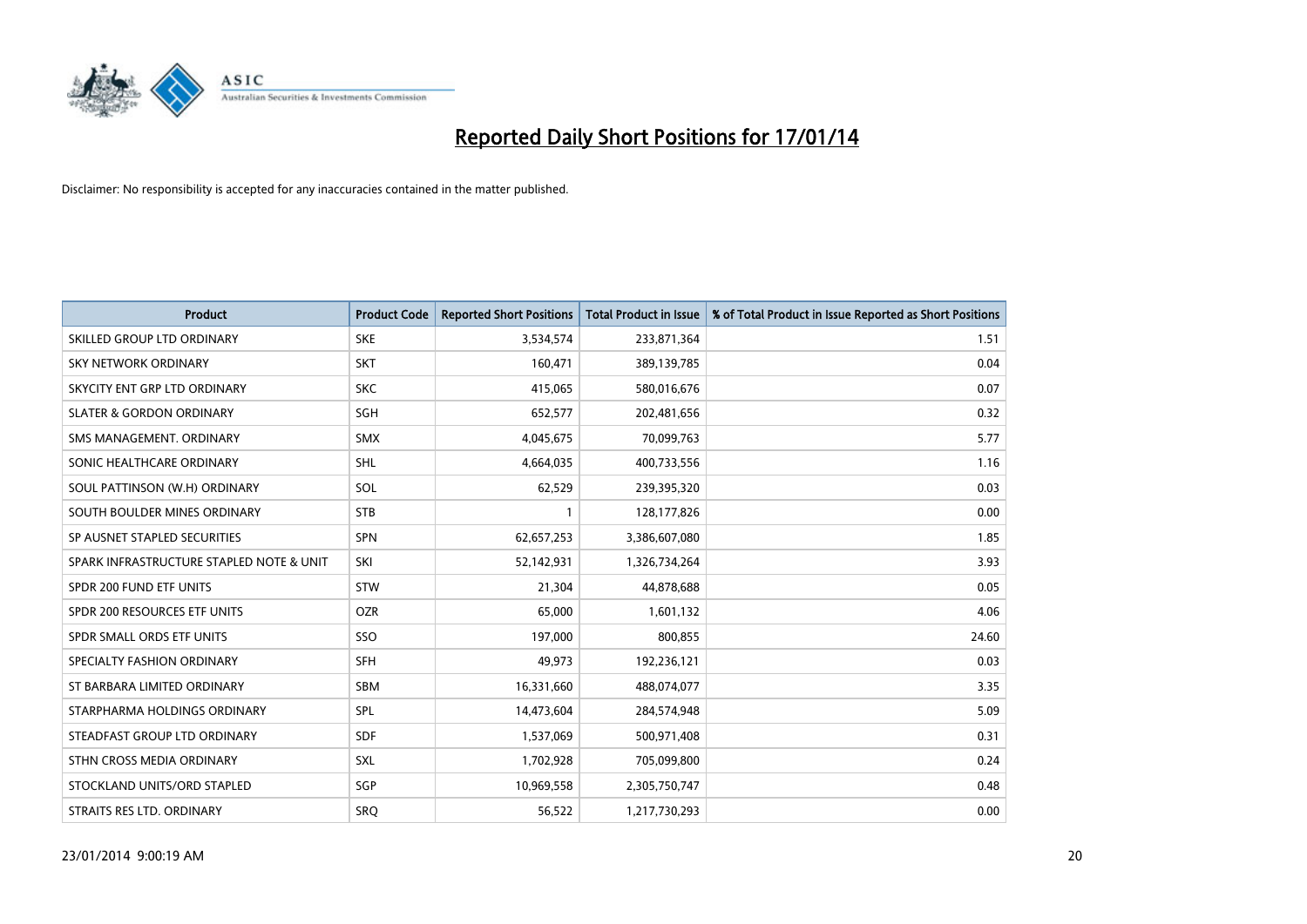# Reported Daily Short Positions for 17/01/14

Disclaimer: No responsibility is accepted for any inaccuracies contained in the matter published.

| Product | Product Code | Reported Short Positions | Total Product in Issue | % of Total Product in Issue Reported as Short Positions |
|---|---|---|---|---|
| SKILLED GROUP LTD ORDINARY | SKE | 3,534,574 | 233,871,364 | 1.51 |
| SKY NETWORK ORDINARY | SKT | 160,471 | 389,139,785 | 0.04 |
| SKYCITY ENT GRP LTD ORDINARY | SKC | 415,065 | 580,016,676 | 0.07 |
| SLATER & GORDON ORDINARY | SGH | 652,577 | 202,481,656 | 0.32 |
| SMS MANAGEMENT. ORDINARY | SMX | 4,045,675 | 70,099,763 | 5.77 |
| SONIC HEALTHCARE ORDINARY | SHL | 4,664,035 | 400,733,556 | 1.16 |
| SOUL PATTINSON (W.H) ORDINARY | SOL | 62,529 | 239,395,320 | 0.03 |
| SOUTH BOULDER MINES ORDINARY | STB | 1 | 128,177,826 | 0.00 |
| SP AUSNET STAPLED SECURITIES | SPN | 62,657,253 | 3,386,607,080 | 1.85 |
| SPARK INFRASTRUCTURE STAPLED NOTE & UNIT | SKI | 52,142,931 | 1,326,734,264 | 3.93 |
| SPDR 200 FUND ETF UNITS | STW | 21,304 | 44,878,688 | 0.05 |
| SPDR 200 RESOURCES ETF UNITS | OZR | 65,000 | 1,601,132 | 4.06 |
| SPDR SMALL ORDS ETF UNITS | SSO | 197,000 | 800,855 | 24.60 |
| SPECIALTY FASHION ORDINARY | SFH | 49,973 | 192,236,121 | 0.03 |
| ST BARBARA LIMITED ORDINARY | SBM | 16,331,660 | 488,074,077 | 3.35 |
| STARPHARMA HOLDINGS ORDINARY | SPL | 14,473,604 | 284,574,948 | 5.09 |
| STEADFAST GROUP LTD ORDINARY | SDF | 1,537,069 | 500,971,408 | 0.31 |
| STHN CROSS MEDIA ORDINARY | SXL | 1,702,928 | 705,099,800 | 0.24 |
| STOCKLAND UNITS/ORD STAPLED | SGP | 10,969,558 | 2,305,750,747 | 0.48 |
| STRAITS RES LTD. ORDINARY | SRQ | 56,522 | 1,217,730,293 | 0.00 |

23/01/2014 9:00:19 AM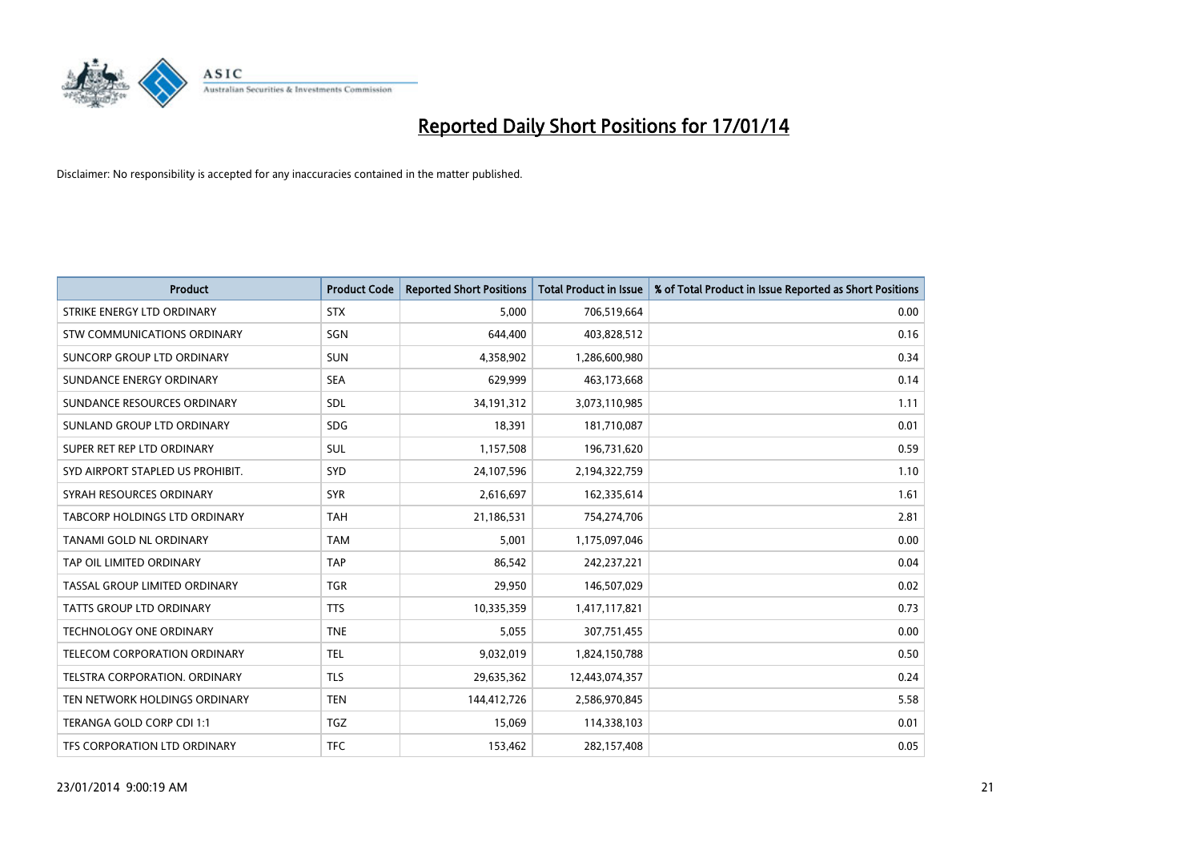# Reported Daily Short Positions for 17/01/14

Disclaimer: No responsibility is accepted for any inaccuracies contained in the matter published.

| Product | Product Code | Reported Short Positions | Total Product in Issue | % of Total Product in Issue Reported as Short Positions |
| --- | --- | --- | --- | --- |
| STRIKE ENERGY LTD ORDINARY | STX | 5,000 | 706,519,664 | 0.00 |
| STW COMMUNICATIONS ORDINARY | SGN | 644,400 | 403,828,512 | 0.16 |
| SUNCORP GROUP LTD ORDINARY | SUN | 4,358,902 | 1,286,600,980 | 0.34 |
| SUNDANCE ENERGY ORDINARY | SEA | 629,999 | 463,173,668 | 0.14 |
| SUNDANCE RESOURCES ORDINARY | SDL | 34,191,312 | 3,073,110,985 | 1.11 |
| SUNLAND GROUP LTD ORDINARY | SDG | 18,391 | 181,710,087 | 0.01 |
| SUPER RET REP LTD ORDINARY | SUL | 1,157,508 | 196,731,620 | 0.59 |
| SYD AIRPORT STAPLED US PROHIBIT. | SYD | 24,107,596 | 2,194,322,759 | 1.10 |
| SYRAH RESOURCES ORDINARY | SYR | 2,616,697 | 162,335,614 | 1.61 |
| TABCORP HOLDINGS LTD ORDINARY | TAH | 21,186,531 | 754,274,706 | 2.81 |
| TANAMI GOLD NL ORDINARY | TAM | 5,001 | 1,175,097,046 | 0.00 |
| TAP OIL LIMITED ORDINARY | TAP | 86,542 | 242,237,221 | 0.04 |
| TASSAL GROUP LIMITED ORDINARY | TGR | 29,950 | 146,507,029 | 0.02 |
| TATTS GROUP LTD ORDINARY | TTS | 10,335,359 | 1,417,117,821 | 0.73 |
| TECHNOLOGY ONE ORDINARY | TNE | 5,055 | 307,751,455 | 0.00 |
| TELECOM CORPORATION ORDINARY | TEL | 9,032,019 | 1,824,150,788 | 0.50 |
| TELSTRA CORPORATION. ORDINARY | TLS | 29,635,362 | 12,443,074,357 | 0.24 |
| TEN NETWORK HOLDINGS ORDINARY | TEN | 144,412,726 | 2,586,970,845 | 5.58 |
| TERANGA GOLD CORP CDI 1:1 | TGZ | 15,069 | 114,338,103 | 0.01 |
| TFS CORPORATION LTD ORDINARY | TFC | 153,462 | 282,157,408 | 0.05 |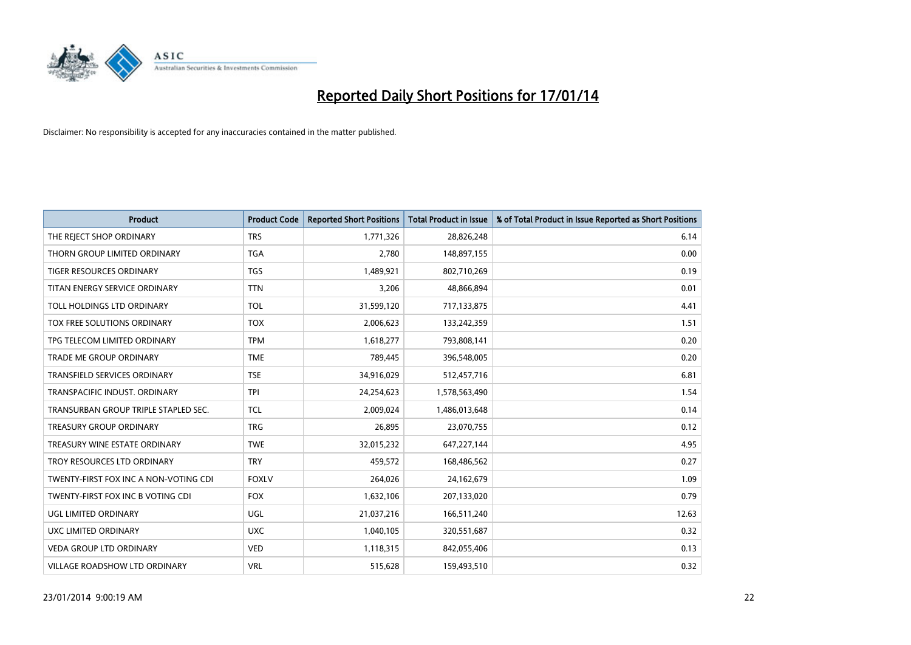# Reported Daily Short Positions for 17/01/14

Disclaimer: No responsibility is accepted for any inaccuracies contained in the matter published.

| Product | Product Code | Reported Short Positions | Total Product in Issue | % of Total Product in Issue Reported as Short Positions |
|---|---|---|---|---|
| THE REJECT SHOP ORDINARY | TRS | 1,771,326 | 28,826,248 | 6.14 |
| THORN GROUP LIMITED ORDINARY | TGA | 2,780 | 148,897,155 | 0.00 |
| TIGER RESOURCES ORDINARY | TGS | 1,489,921 | 802,710,269 | 0.19 |
| TITAN ENERGY SERVICE ORDINARY | TTN | 3,206 | 48,866,894 | 0.01 |
| TOLL HOLDINGS LTD ORDINARY | TOL | 31,599,120 | 717,133,875 | 4.41 |
| TOX FREE SOLUTIONS ORDINARY | TOX | 2,006,623 | 133,242,359 | 1.51 |
| TPG TELECOM LIMITED ORDINARY | TPM | 1,618,277 | 793,808,141 | 0.20 |
| TRADE ME GROUP ORDINARY | TME | 789,445 | 396,548,005 | 0.20 |
| TRANSFIELD SERVICES ORDINARY | TSE | 34,916,029 | 512,457,716 | 6.81 |
| TRANSPACIFIC INDUST. ORDINARY | TPI | 24,254,623 | 1,578,563,490 | 1.54 |
| TRANSURBAN GROUP TRIPLE STAPLED SEC. | TCL | 2,009,024 | 1,486,013,648 | 0.14 |
| TREASURY GROUP ORDINARY | TRG | 26,895 | 23,070,755 | 0.12 |
| TREASURY WINE ESTATE ORDINARY | TWE | 32,015,232 | 647,227,144 | 4.95 |
| TROY RESOURCES LTD ORDINARY | TRY | 459,572 | 168,486,562 | 0.27 |
| TWENTY-FIRST FOX INC A NON-VOTING CDI | FOXLV | 264,026 | 24,162,679 | 1.09 |
| TWENTY-FIRST FOX INC B VOTING CDI | FOX | 1,632,106 | 207,133,020 | 0.79 |
| UGL LIMITED ORDINARY | UGL | 21,037,216 | 166,511,240 | 12.63 |
| UXC LIMITED ORDINARY | UXC | 1,040,105 | 320,551,687 | 0.32 |
| VEDA GROUP LTD ORDINARY | VED | 1,118,315 | 842,055,406 | 0.13 |
| VILLAGE ROADSHOW LTD ORDINARY | VRL | 515,628 | 159,493,510 | 0.32 |

23/01/2014 9:00:19 AM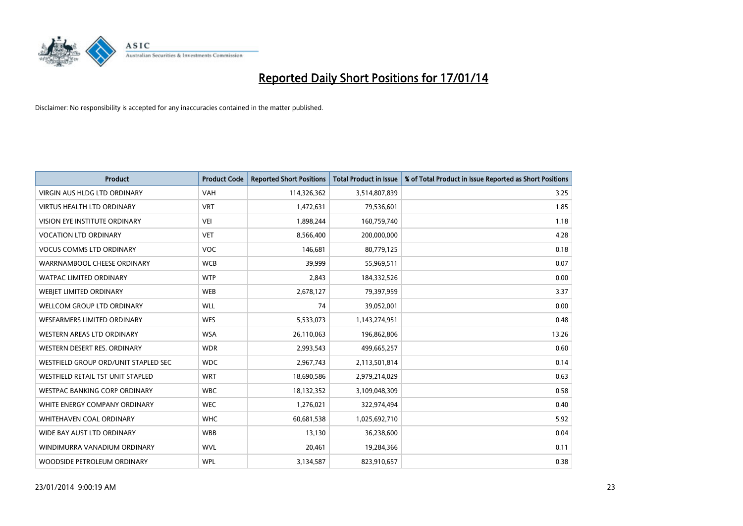# Reported Daily Short Positions for 17/01/14

Disclaimer: No responsibility is accepted for any inaccuracies contained in the matter published.

| Product | Product Code | Reported Short Positions | Total Product in Issue | % of Total Product in Issue Reported as Short Positions |
|---|---|---|---|---|
| VIRGIN AUS HLDG LTD ORDINARY | VAH | 114,326,362 | 3,514,807,839 | 3.25 |
| VIRTUS HEALTH LTD ORDINARY | VRT | 1,472,631 | 79,536,601 | 1.85 |
| VISION EYE INSTITUTE ORDINARY | VEI | 1,898,244 | 160,759,740 | 1.18 |
| VOCATION LTD ORDINARY | VET | 8,566,400 | 200,000,000 | 4.28 |
| VOCUS COMMS LTD ORDINARY | VOC | 146,681 | 80,779,125 | 0.18 |
| WARRNAMBOOL CHEESE ORDINARY | WCB | 39,999 | 55,969,511 | 0.07 |
| WATPAC LIMITED ORDINARY | WTP | 2,843 | 184,332,526 | 0.00 |
| WEBJET LIMITED ORDINARY | WEB | 2,678,127 | 79,397,959 | 3.37 |
| WELLCOM GROUP LTD ORDINARY | WLL | 74 | 39,052,001 | 0.00 |
| WESFARMERS LIMITED ORDINARY | WES | 5,533,073 | 1,143,274,951 | 0.48 |
| WESTERN AREAS LTD ORDINARY | WSA | 26,110,063 | 196,862,806 | 13.26 |
| WESTERN DESERT RES. ORDINARY | WDR | 2,993,543 | 499,665,257 | 0.60 |
| WESTFIELD GROUP ORD/UNIT STAPLED SEC | WDC | 2,967,743 | 2,113,501,814 | 0.14 |
| WESTFIELD RETAIL TST UNIT STAPLED | WRT | 18,690,586 | 2,979,214,029 | 0.63 |
| WESTPAC BANKING CORP ORDINARY | WBC | 18,132,352 | 3,109,048,309 | 0.58 |
| WHITE ENERGY COMPANY ORDINARY | WEC | 1,276,021 | 322,974,494 | 0.40 |
| WHITEHAVEN COAL ORDINARY | WHC | 60,681,538 | 1,025,692,710 | 5.92 |
| WIDE BAY AUST LTD ORDINARY | WBB | 13,130 | 36,238,600 | 0.04 |
| WINDIMURRA VANADIUM ORDINARY | WVL | 20,461 | 19,284,366 | 0.11 |
| WOODSIDE PETROLEUM ORDINARY | WPL | 3,134,587 | 823,910,657 | 0.38 |

23/01/2014 9:00:19 AM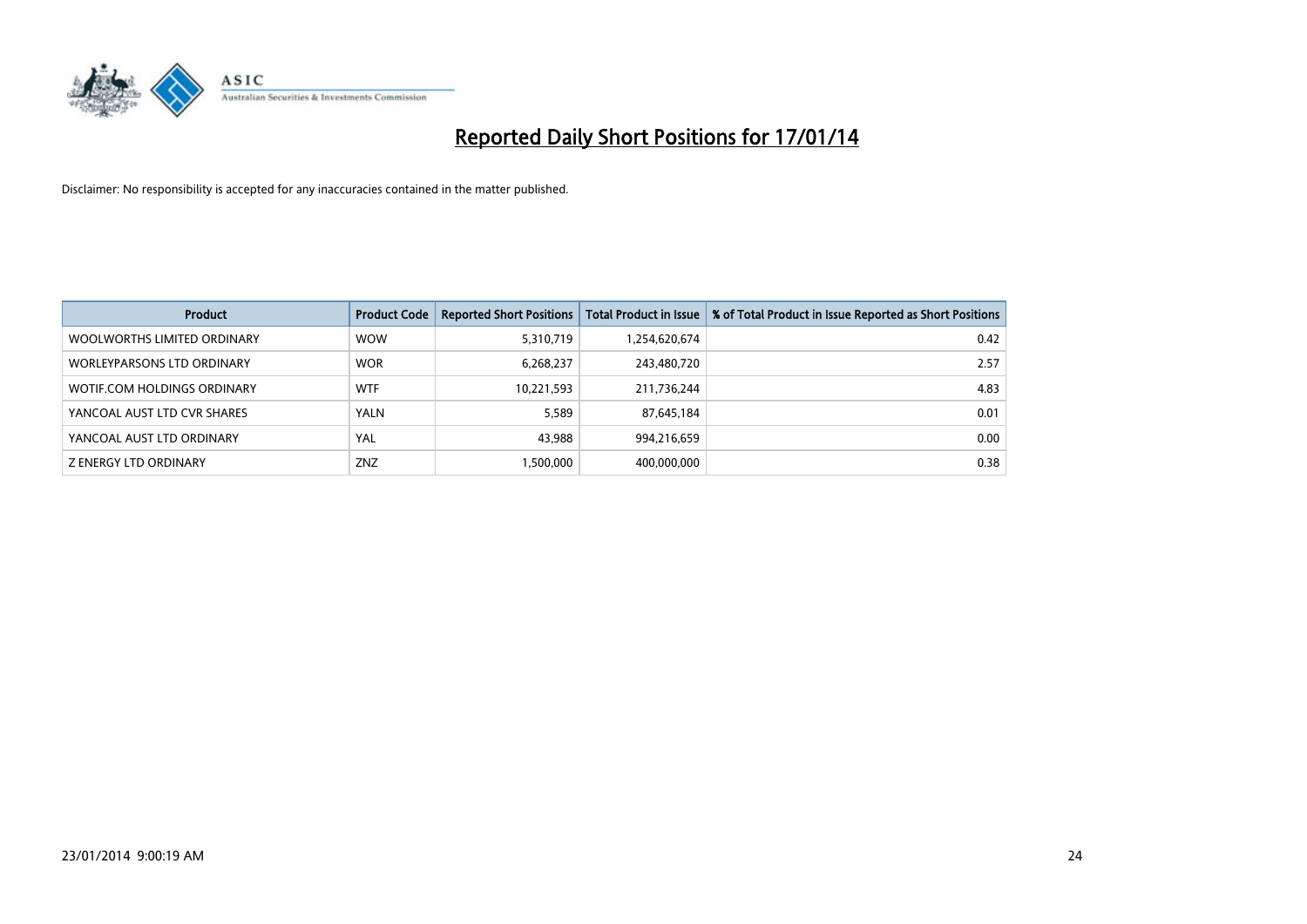# Reported Daily Short Positions for 17/01/14

Disclaimer: No responsibility is accepted for any inaccuracies contained in the matter published.

| Product | Product Code | Reported Short Positions | Total Product in Issue | % of Total Product in Issue Reported as Short Positions |
|---|---|---|---|---|
| WOOLWORTHS LIMITED ORDINARY | WOW | 5,310,719 | 1,254,620,674 | 0.42 |
| WORLEYPARSONS LTD ORDINARY | WOR | 6,268,237 | 243,480,720 | 2.57 |
| WOTIF.COM HOLDINGS ORDINARY | WTF | 10,221,593 | 211,736,244 | 4.83 |
| YANCOAL AUST LTD CVR SHARES | YALN | 5,589 | 87,645,184 | 0.01 |
| YANCOAL AUST LTD ORDINARY | YAL | 43,988 | 994,216,659 | 0.00 |
| Z ENERGY LTD ORDINARY | ZNZ | 1,500,000 | 400,000,000 | 0.38 |

23/01/2014 9:00:19 AM